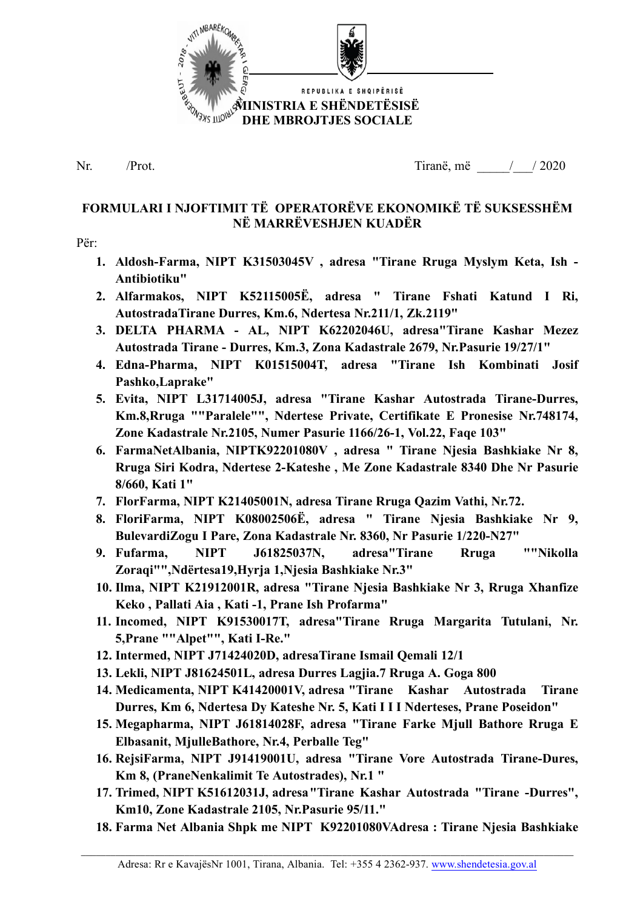REPUBLIKA E SHQIPËRISË
**MINISTRIA E SHËNDETËSISË DHE MBROJTJES SOCIALE**

Nr. /Prot. Tiranë, më _____/___/ 2020

**FORMULARI I NJOFTIMIT TË OPERATORËVE EKONOMIKË TË SUKSESSHËM NË MARRËVESHJEN KUADËR**

Për:

1. **Aldosh-Farma, NIPT K31503045V , adresa "Tirane Rruga Myslym Keta, Ish - Antibiotiku"**
2. **Alfarmakos, NIPT K52115005Ë, adresa " Tirane Fshati Katund I Ri, AutostradaTirane Durres, Km.6, Ndertesa Nr.211/1, Zk.2119"**
3. **DELTA PHARMA - AL, NIPT K62202046U, adresa"Tirane Kashar Mezez Autostrada Tirane - Durres, Km.3, Zona Kadastrale 2679, Nr.Pasurie 19/27/1"**
4. **Edna-Pharma, NIPT K01515004T, adresa "Tirane Ish Kombinati Josif Pashko,Laprake"**
5. **Evita, NIPT L31714005J, adresa "Tirane Kashar Autostrada Tirane-Durres, Km.8,Rruga ""Paralele"", Ndertese Private, Certifikate E Pronesise Nr.748174, Zone Kadastrale Nr.2105, Numer Pasurie 1166/26-1, Vol.22, Faqe 103"**
6. **FarmaNetAlbania, NIPTK92201080V , adresa " Tirane Njesia Bashkiake Nr 8, Rruga Siri Kodra, Ndertese 2-Kateshe , Me Zone Kadastrale 8340 Dhe Nr Pasurie 8/660, Kati 1"**
7. **FlorFarma, NIPT K21405001N, adresa Tirane Rruga Qazim Vathi, Nr.72.**
8. **FloriFarma, NIPT K08002506Ë, adresa " Tirane Njesia Bashkiake Nr 9, BulevardiZogu I Pare, Zona Kadastrale Nr. 8360, Nr Pasurie 1/220-N27"**
9. **Fufarma, NIPT J61825037N, adresa"Tirane Rruga ""Nikolla Zoraqi"",Ndërtesa19,Hyrja 1,Njesia Bashkiake Nr.3"**
10. **Ilma, NIPT K21912001R, adresa "Tirane Njesia Bashkiake Nr 3, Rruga Xhanfize Keko , Pallati Aia , Kati -1, Prane Ish Profarma"**
11. **Incomed, NIPT K91530017T, adresa"Tirane Rruga Margarita Tutulani, Nr. 5,Prane ""Alpet"", Kati I-Re."**
12. **Intermed, NIPT J71424020D, adresaTirane Ismail Qemali 12/1**
13. **Lekli, NIPT J81624501L, adresa Durres Lagjia.7 Rruga A. Goga 800**
14. **Medicamenta, NIPT K41420001V, adresa "Tirane Kashar Autostrada Tirane Durres, Km 6, Ndertesa Dy Kateshe Nr. 5, Kati I I I Nderteses, Prane Poseidon"**
15. **Megapharma, NIPT J61814028F, adresa "Tirane Farke Mjull Bathore Rruga E Elbasanit, MjulleBathore, Nr.4, Perballe Teg"**
16. **RejsiFarma, NIPT J91419001U, adresa "Tirane Vore Autostrada Tirane-Dures, Km 8, (PraneNenkalimit Te Autostrades), Nr.1 "**
17. **Trimed, NIPT K51612031J, adresa"Tirane Kashar Autostrada "Tirane -Durres", Km10, Zone Kadastrale 2105, Nr.Pasurie 95/11."**
18. **Farma Net Albania Shpk me NIPT K92201080VAdresa : Tirane Njesia Bashkiake**

Adresa: Rr e KavajësNr 1001, Tirana, Albania. Tel: +355 4 2362-937. www.shendetesia.gov.al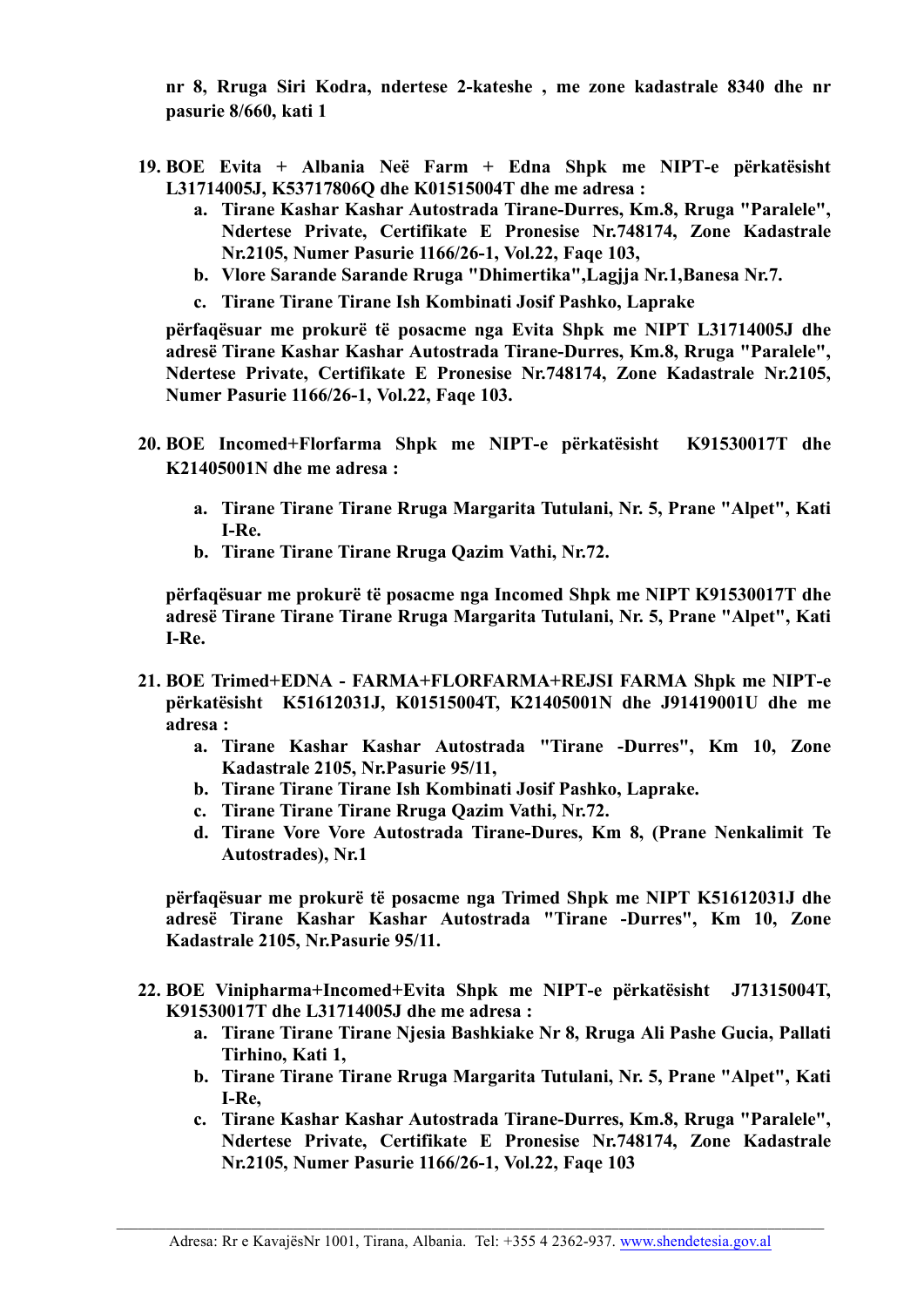**nr 8, Rruga Siri Kodra, ndertese 2-kateshe , me zone kadastrale 8340 dhe nr pasurie 8/660, kati 1**

19. **BOE Evita + Albania Neë Farm + Edna Shpk me NIPT-e përkatësisht L31714005J, K53717806Q dhe K01515004T dhe me adresa :**
    a. **Tirane Kashar Kashar Autostrada Tirane-Durres, Km.8, Rruga "Paralele", Ndertese Private, Certifikate E Pronesise Nr.748174, Zone Kadastrale Nr.2105, Numer Pasurie 1166/26-1, Vol.22, Faqe 103,**
    b. **Vlore Sarande Sarande Rruga "Dhimertika",Lagjja Nr.1,Banesa Nr.7.**
    c. **Tirane Tirane Tirane Ish Kombinati Josif Pashko, Laprake**

    **përfaqësuar me prokurë të posacme nga Evita Shpk me NIPT L31714005J dhe adresë Tirane Kashar Kashar Autostrada Tirane-Durres, Km.8, Rruga "Paralele", Ndertese Private, Certifikate E Pronesise Nr.748174, Zone Kadastrale Nr.2105, Numer Pasurie 1166/26-1, Vol.22, Faqe 103.**

20. **BOE Incomed+Florfarma Shpk me NIPT-e përkatësisht K91530017T dhe K21405001N dhe me adresa :**
    a. **Tirane Tirane Tirane Rruga Margarita Tutulani, Nr. 5, Prane "Alpet", Kati I-Re.**
    b. **Tirane Tirane Tirane Rruga Qazim Vathi, Nr.72.**

    **përfaqësuar me prokurë të posacme nga Incomed Shpk me NIPT K91530017T dhe adresë Tirane Tirane Tirane Rruga Margarita Tutulani, Nr. 5, Prane "Alpet", Kati I-Re.**

21. **BOE Trimed+EDNA - FARMA+FLORFARMA+REJSI FARMA Shpk me NIPT-e përkatësisht K51612031J, K01515004T, K21405001N dhe J91419001U dhe me adresa :**
    a. **Tirane Kashar Kashar Autostrada "Tirane -Durres", Km 10, Zone Kadastrale 2105, Nr.Pasurie 95/11,**
    b. **Tirane Tirane Tirane Ish Kombinati Josif Pashko, Laprake.**
    c. **Tirane Tirane Tirane Rruga Qazim Vathi, Nr.72.**
    d. **Tirane Vore Vore Autostrada Tirane-Dures, Km 8, (Prane Nenkalimit Te Autostrades), Nr.1**

    **përfaqësuar me prokurë të posacme nga Trimed Shpk me NIPT K51612031J dhe adresë Tirane Kashar Kashar Autostrada "Tirane -Durres", Km 10, Zone Kadastrale 2105, Nr.Pasurie 95/11.**

22. **BOE Vinipharma+Incomed+Evita Shpk me NIPT-e përkatësisht J71315004T, K91530017T dhe L31714005J dhe me adresa :**
    a. **Tirane Tirane Tirane Njesia Bashkiake Nr 8, Rruga Ali Pashe Gucia, Pallati Tirhino, Kati 1,**
    b. **Tirane Tirane Tirane Rruga Margarita Tutulani, Nr. 5, Prane "Alpet", Kati I-Re,**
    c. **Tirane Kashar Kashar Autostrada Tirane-Durres, Km.8, Rruga "Paralele", Ndertese Private, Certifikate E Pronesise Nr.748174, Zone Kadastrale Nr.2105, Numer Pasurie 1166/26-1, Vol.22, Faqe 103**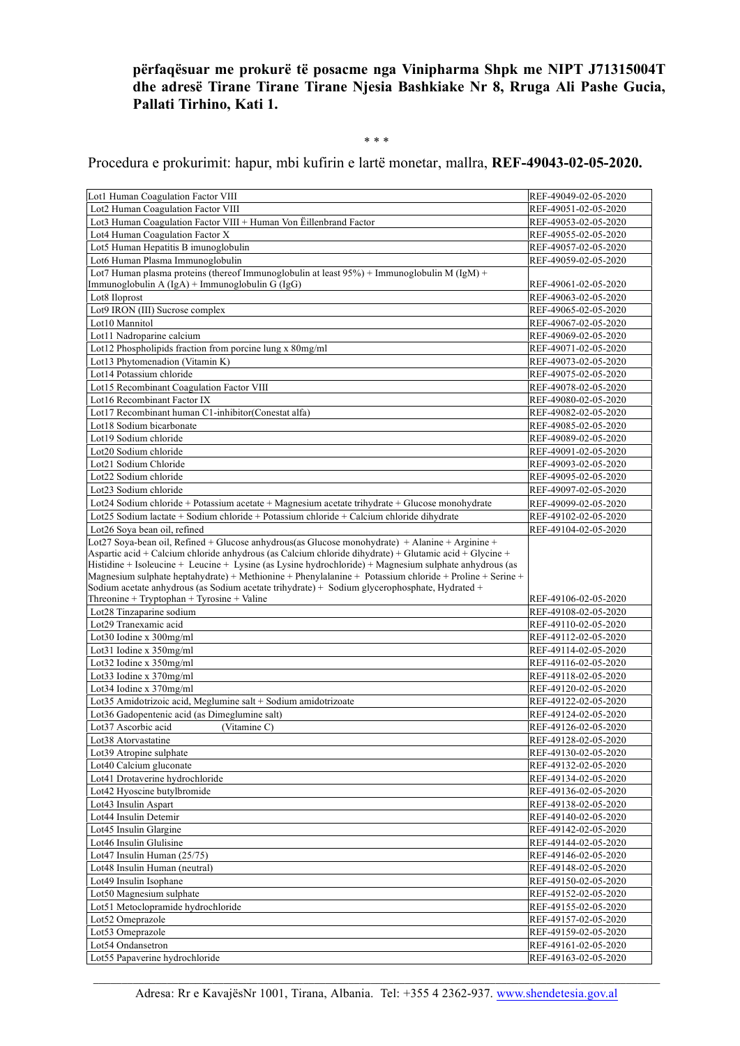**përfaqësuar me prokurë të posacme nga Vinipharma Shpk me NIPT J71315004T dhe adresë Tirane Tirane Tirane Njesia Bashkiake Nr 8, Rruga Ali Pashe Gucia, Pallati Tirhino, Kati 1.**

\* \* \*

Procedura e prokurimit: hapur, mbi kufirin e lartë monetar, mallra, **REF-49043-02-05-2020.**

| | |
|---|---|
| Lot1 Human Coagulation Factor VIII | REF-49049-02-05-2020 |
| Lot2 Human Coagulation Factor VIII | REF-49051-02-05-2020 |
| Lot3 Human Coagulation Factor VIII + Human Von Ëillenbrand Factor | REF-49053-02-05-2020 |
| Lot4 Human Coagulation Factor X | REF-49055-02-05-2020 |
| Lot5 Human Hepatitis B imunoglobulin | REF-49057-02-05-2020 |
| Lot6 Human Plasma Immunoglobulin | REF-49059-02-05-2020 |
| Lot7 Human plasma proteins (thereof Immunoglobulin at least 95%) + Immunoglobulin M (IgM) + Immunoglobulin A (IgA) + Immunoglobulin G (IgG) | REF-49061-02-05-2020 |
| Lot8 Iloprost | REF-49063-02-05-2020 |
| Lot9 IRON (III) Sucrose complex | REF-49065-02-05-2020 |
| Lot10 Mannitol | REF-49067-02-05-2020 |
| Lot11 Nadroparine calcium | REF-49069-02-05-2020 |
| Lot12 Phospholipids fraction from porcine lung x 80mg/ml | REF-49071-02-05-2020 |
| Lot13 Phytomenadion (Vitamin K) | REF-49073-02-05-2020 |
| Lot14 Potassium chloride | REF-49075-02-05-2020 |
| Lot15 Recombinant Coagulation Factor VIII | REF-49078-02-05-2020 |
| Lot16 Recombinant Factor IX | REF-49080-02-05-2020 |
| Lot17 Recombinant human C1-inhibitor(Conestat alfa) | REF-49082-02-05-2020 |
| Lot18 Sodium bicarbonate | REF-49085-02-05-2020 |
| Lot19 Sodium chloride | REF-49089-02-05-2020 |
| Lot20 Sodium chloride | REF-49091-02-05-2020 |
| Lot21 Sodium Chloride | REF-49093-02-05-2020 |
| Lot22 Sodium chloride | REF-49095-02-05-2020 |
| Lot23 Sodium chloride | REF-49097-02-05-2020 |
| Lot24 Sodium chloride + Potassium acetate + Magnesium acetate trihydrate + Glucose monohydrate | REF-49099-02-05-2020 |
| Lot25 Sodium lactate + Sodium chloride + Potassium chloride + Calcium chloride dihydrate | REF-49102-02-05-2020 |
| Lot26 Soya bean oil, refined | REF-49104-02-05-2020 |
| Lot27 Soya-bean oil, Refined + Glucose anhydrous(as Glucose monohydrate) + Alanine + Arginine + Aspartic acid + Calcium chloride anhydrous (as Calcium chloride dihydrate) + Glutamic acid + Glycine + Histidine + Isoleucine + Leucine + Lysine (as Lysine hydrochloride) + Magnesium sulphate anhydrous (as Magnesium sulphate heptahydrate) + Methionine + Phenylalanine + Potassium chloride + Proline + Serine + Sodium acetate anhydrous (as Sodium acetate trihydrate) + Sodium glycerophosphate, Hydrated + Threonine + Tryptophan + Tyrosine + Valine | REF-49106-02-05-2020 |
| Lot28 Tinzaparine sodium | REF-49108-02-05-2020 |
| Lot29 Tranexamic acid | REF-49110-02-05-2020 |
| Lot30 Iodine x 300mg/ml | REF-49112-02-05-2020 |
| Lot31 Iodine x 350mg/ml | REF-49114-02-05-2020 |
| Lot32 Iodine x 350mg/ml | REF-49116-02-05-2020 |
| Lot33 Iodine x 370mg/ml | REF-49118-02-05-2020 |
| Lot34 Iodine x 370mg/ml | REF-49120-02-05-2020 |
| Lot35 Amidotrizoic acid, Meglumine salt + Sodium amidotrizoate | REF-49122-02-05-2020 |
| Lot36 Gadopentenic acid (as Dimeglumine salt) | REF-49124-02-05-2020 |
| Lot37 Ascorbic acid (Vitamine C) | REF-49126-02-05-2020 |
| Lot38 Atorvastatine | REF-49128-02-05-2020 |
| Lot39 Atropine sulphate | REF-49130-02-05-2020 |
| Lot40 Calcium gluconate | REF-49132-02-05-2020 |
| Lot41 Drotaverine hydrochloride | REF-49134-02-05-2020 |
| Lot42 Hyoscine butylbromide | REF-49136-02-05-2020 |
| Lot43 Insulin Aspart | REF-49138-02-05-2020 |
| Lot44 Insulin Detemir | REF-49140-02-05-2020 |
| Lot45 Insulin Glargine | REF-49142-02-05-2020 |
| Lot46 Insulin Glulisine | REF-49144-02-05-2020 |
| Lot47 Insulin Human (25/75) | REF-49146-02-05-2020 |
| Lot48 Insulin Human (neutral) | REF-49148-02-05-2020 |
| Lot49 Insulin Isophane | REF-49150-02-05-2020 |
| Lot50 Magnesium sulphate | REF-49152-02-05-2020 |
| Lot51 Metoclopramide hydrochloride | REF-49155-02-05-2020 |
| Lot52 Omeprazole | REF-49157-02-05-2020 |
| Lot53 Omeprazole | REF-49159-02-05-2020 |
| Lot54 Ondansetron | REF-49161-02-05-2020 |
| Lot55 Papaverine hydrochloride | REF-49163-02-05-2020 |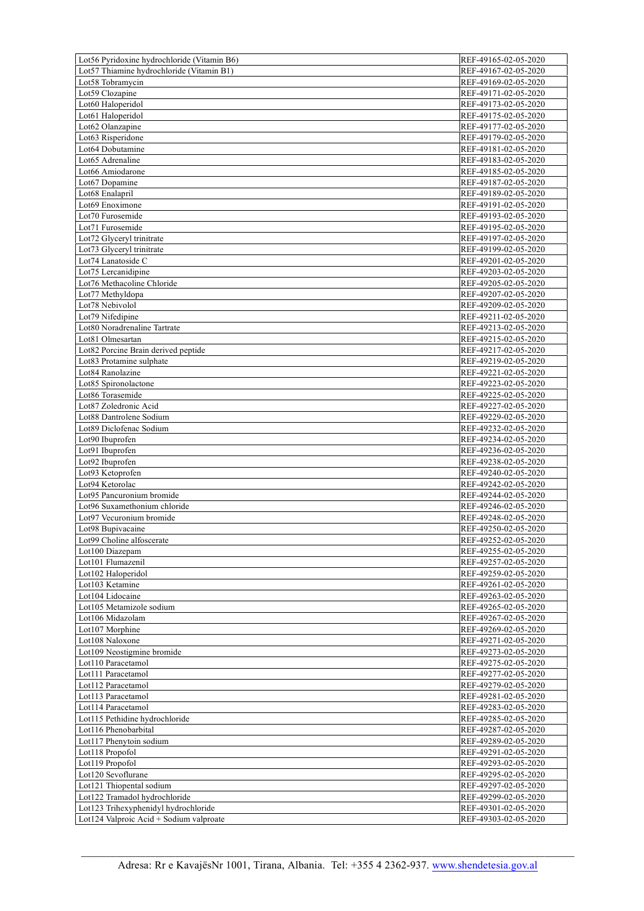| Lot56 Pyridoxine hydrochloride (Vitamin B6) | REF-49165-02-05-2020 |
|---|---|
| Lot57 Thiamine hydrochloride (Vitamin B1) | REF-49167-02-05-2020 |
| Lot58 Tobramycin | REF-49169-02-05-2020 |
| Lot59 Clozapine | REF-49171-02-05-2020 |
| Lot60 Haloperidol | REF-49173-02-05-2020 |
| Lot61 Haloperidol | REF-49175-02-05-2020 |
| Lot62 Olanzapine | REF-49177-02-05-2020 |
| Lot63 Risperidone | REF-49179-02-05-2020 |
| Lot64 Dobutamine | REF-49181-02-05-2020 |
| Lot65 Adrenaline | REF-49183-02-05-2020 |
| Lot66 Amiodarone | REF-49185-02-05-2020 |
| Lot67 Dopamine | REF-49187-02-05-2020 |
| Lot68 Enalapril | REF-49189-02-05-2020 |
| Lot69 Enoximone | REF-49191-02-05-2020 |
| Lot70 Furosemide | REF-49193-02-05-2020 |
| Lot71 Furosemide | REF-49195-02-05-2020 |
| Lot72 Glyceryl trinitrate | REF-49197-02-05-2020 |
| Lot73 Glyceryl trinitrate | REF-49199-02-05-2020 |
| Lot74 Lanatoside C | REF-49201-02-05-2020 |
| Lot75 Lercanidipine | REF-49203-02-05-2020 |
| Lot76 Methacoline Chloride | REF-49205-02-05-2020 |
| Lot77 Methyldopa | REF-49207-02-05-2020 |
| Lot78 Nebivolol | REF-49209-02-05-2020 |
| Lot79 Nifedipine | REF-49211-02-05-2020 |
| Lot80 Noradrenaline Tartrate | REF-49213-02-05-2020 |
| Lot81 Olmesartan | REF-49215-02-05-2020 |
| Lot82 Porcine Brain derived peptide | REF-49217-02-05-2020 |
| Lot83 Protamine sulphate | REF-49219-02-05-2020 |
| Lot84 Ranolazine | REF-49221-02-05-2020 |
| Lot85 Spironolactone | REF-49223-02-05-2020 |
| Lot86 Torasemide | REF-49225-02-05-2020 |
| Lot87 Zoledronic Acid | REF-49227-02-05-2020 |
| Lot88 Dantrolene Sodium | REF-49229-02-05-2020 |
| Lot89 Diclofenac Sodium | REF-49232-02-05-2020 |
| Lot90 Ibuprofen | REF-49234-02-05-2020 |
| Lot91 Ibuprofen | REF-49236-02-05-2020 |
| Lot92 Ibuprofen | REF-49238-02-05-2020 |
| Lot93 Ketoprofen | REF-49240-02-05-2020 |
| Lot94 Ketorolac | REF-49242-02-05-2020 |
| Lot95 Pancuronium bromide | REF-49244-02-05-2020 |
| Lot96 Suxamethonium chloride | REF-49246-02-05-2020 |
| Lot97 Vecuronium bromide | REF-49248-02-05-2020 |
| Lot98 Bupivacaine | REF-49250-02-05-2020 |
| Lot99 Choline alfoscerate | REF-49252-02-05-2020 |
| Lot100 Diazepam | REF-49255-02-05-2020 |
| Lot101 Flumazenil | REF-49257-02-05-2020 |
| Lot102 Haloperidol | REF-49259-02-05-2020 |
| Lot103 Ketamine | REF-49261-02-05-2020 |
| Lot104 Lidocaine | REF-49263-02-05-2020 |
| Lot105 Metamizole sodium | REF-49265-02-05-2020 |
| Lot106 Midazolam | REF-49267-02-05-2020 |
| Lot107 Morphine | REF-49269-02-05-2020 |
| Lot108 Naloxone | REF-49271-02-05-2020 |
| Lot109 Neostigmine bromide | REF-49273-02-05-2020 |
| Lot110 Paracetamol | REF-49275-02-05-2020 |
| Lot111 Paracetamol | REF-49277-02-05-2020 |
| Lot112 Paracetamol | REF-49279-02-05-2020 |
| Lot113 Paracetamol | REF-49281-02-05-2020 |
| Lot114 Paracetamol | REF-49283-02-05-2020 |
| Lot115 Pethidine hydrochloride | REF-49285-02-05-2020 |
| Lot116 Phenobarbital | REF-49287-02-05-2020 |
| Lot117 Phenytoin sodium | REF-49289-02-05-2020 |
| Lot118 Propofol | REF-49291-02-05-2020 |
| Lot119 Propofol | REF-49293-02-05-2020 |
| Lot120 Sevoflurane | REF-49295-02-05-2020 |
| Lot121 Thiopental sodium | REF-49297-02-05-2020 |
| Lot122 Tramadol hydrochloride | REF-49299-02-05-2020 |
| Lot123 Trihexyphenidyl hydrochloride | REF-49301-02-05-2020 |
| Lot124 Valproic Acid + Sodium valproate | REF-49303-02-05-2020 |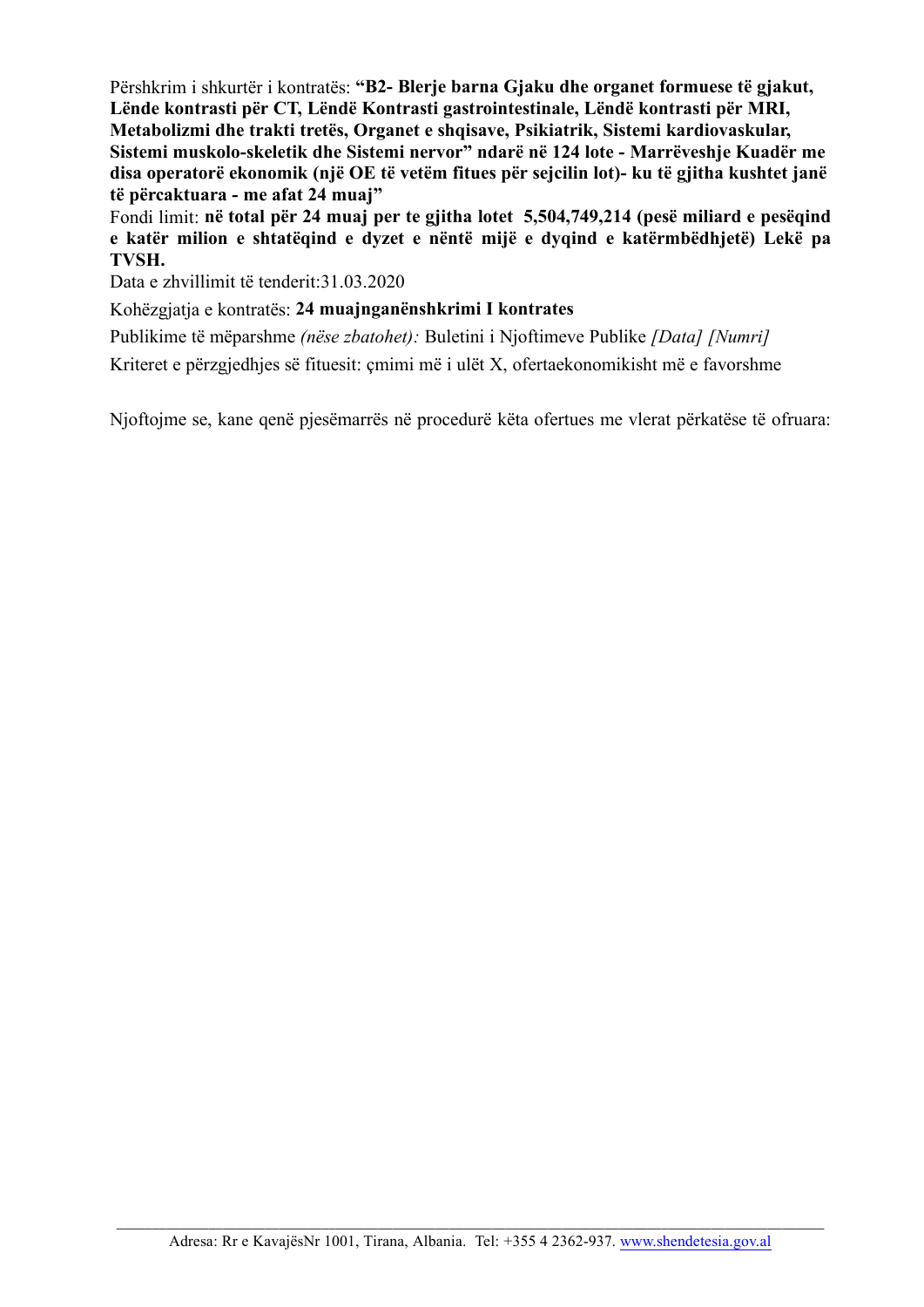Përshkrim i shkurtër i kontratës: **"B2- Blerje barna Gjaku dhe organet formuese të gjakut, Lënde kontrasti për CT, Lëndë Kontrasti gastrointestinale, Lëndë kontrasti për MRI, Metabolizmi dhe trakti tretës, Organet e shqisave, Psikiatrik, Sistemi kardiovaskular, Sistemi muskolo-skeletik dhe Sistemi nervor" ndarë në 124 lote - Marrëveshje Kuadër me disa operatorë ekonomik (një OE të vetëm fitues për sejcilin lot)- ku të gjitha kushtet janë të përcaktuara - me afat 24 muaj"**

Fondi limit: **në total për 24 muaj per te gjitha lotet 5,504,749,214 (pesë miliard e pesëqind e katër milion e shtatëqind e dyzet e nëntë mijë e dyqind e katërmbëdhjetë) Lekë pa TVSH.**

Data e zhvillimit të tenderit:31.03.2020

Kohëzgjatja e kontratës: **24 muajnganënshkrimi I kontrates**

Publikime të mëparshme *(nëse zbatohet):* Buletini i Njoftimeve Publike *[Data] [Numri]*

Kriteret e përzgjedhjes së fituesit: çmimi më i ulët X, ofertaekonomikisht më e favorshme

Njoftojme se, kane qenë pjesëmarrës në procedurë këta ofertues me vlerat përkatëse të ofruara: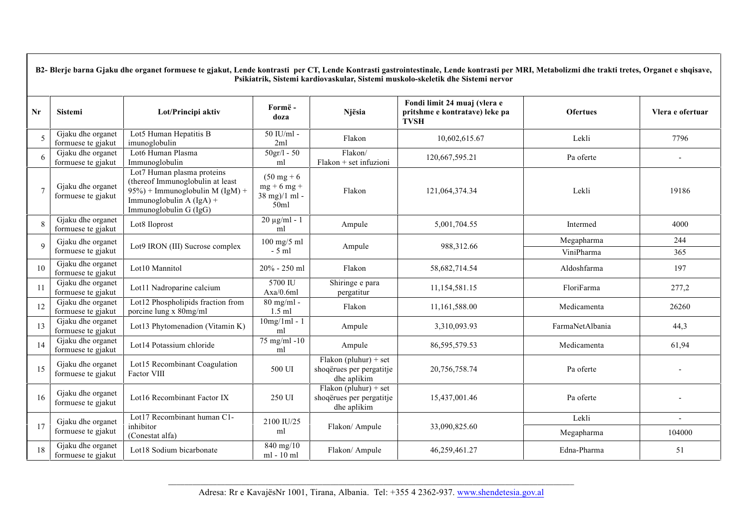| B2- Blerje barna Gjaku dhe organet formuese te gjakut, Lende kontrasti per CT, Lende Kontrasti gastrointestinale, Lende kontrasti per MRI, Metabolizmi dhe trakti tretes, Organet e shqisave, Psikiatrik, Sistemi kardiovaskular, Sistemi muskolo-skeletik dhe Sistemi nervor | | | | | | | |
|---|---|---|---|---|---|---|---|
| **Nr** | **Sistemi** | **Lot/Principi aktiv** | **Formë - doza** | **Njësia** | **Fondi limit 24 muaj (vlera e pritshme e kontratave) leke pa TVSH** | **Ofertues** | **Vlera e ofertuar** |
| 5 | Gjaku dhe organet formuese te gjakut | Lot5 Human Hepatitis B imunoglobulin | 50 IU/ml - 2ml | Flakon | 10,602,615.67 | Lekli | 7796 |
| 6 | Gjaku dhe organet formuese te gjakut | Lot6 Human Plasma Immunoglobulin | 50gr/l - 50 ml | Flakon/ Flakon + set infuzioni | 120,667,595.21 | Pa oferte | - |
| 7 | Gjaku dhe organet formuese te gjakut | Lot7 Human plasma proteins (thereof Immunoglobulin at least 95%) + Immunoglobulin M (IgM) + Immunoglobulin A (IgA) + Immunoglobulin G (IgG) | (50 mg + 6 mg + 6 mg + 38 mg)/1 ml - 50ml | Flakon | 121,064,374.34 | Lekli | 19186 |
| 8 | Gjaku dhe organet formuese te gjakut | Lot8 Iloprost | 20 µg/ml - 1 ml | Ampule | 5,001,704.55 | Intermed | 4000 |
| 9 | Gjaku dhe organet formuese te gjakut | Lot9 IRON (III) Sucrose complex | 100 mg/5 ml - 5 ml | Ampule | 988,312.66 | Megapharma | 244 |
| | | | | | | ViniPharma | 365 |
| 10 | Gjaku dhe organet formuese te gjakut | Lot10 Mannitol | 20% - 250 ml | Flakon | 58,682,714.54 | Aldoshfarma | 197 |
| 11 | Gjaku dhe organet formuese te gjakut | Lot11 Nadroparine calcium | 5700 IU Axa/0.6ml | Shiringe e para pergatitur | 11,154,581.15 | FloriFarma | 277,2 |
| 12 | Gjaku dhe organet formuese te gjakut | Lot12 Phospholipids fraction from porcine lung x 80mg/ml | 80 mg/ml - 1.5 ml | Flakon | 11,161,588.00 | Medicamenta | 26260 |
| 13 | Gjaku dhe organet formuese te gjakut | Lot13 Phytomenadion (Vitamin K) | 10mg/1ml - 1 ml | Ampule | 3,310,093.93 | FarmaNetAlbania | 44,3 |
| 14 | Gjaku dhe organet formuese te gjakut | Lot14 Potassium chloride | 75 mg/ml -10 ml | Ampule | 86,595,579.53 | Medicamenta | 61,94 |
| 15 | Gjaku dhe organet formuese te gjakut | Lot15 Recombinant Coagulation Factor VIII | 500 UI | Flakon (pluhur) + set shoqërues per pergatitje dhe aplikim | 20,756,758.74 | Pa oferte | - |
| 16 | Gjaku dhe organet formuese te gjakut | Lot16 Recombinant Factor IX | 250 UI | Flakon (pluhur) + set shoqërues per pergatitje dhe aplikim | 15,437,001.46 | Pa oferte | - |
| 17 | Gjaku dhe organet formuese te gjakut | Lot17 Recombinant human C1-inhibitor (Conestat alfa) | 2100 IU/25 ml | Flakon/ Ampule | 33,090,825.60 | Lekli | - |
| | | | | | | Megapharma | 104000 |
| 18 | Gjaku dhe organet formuese te gjakut | Lot18 Sodium bicarbonate | 840 mg/10 ml - 10 ml | Flakon/ Ampule | 46,259,461.27 | Edna-Pharma | 51 |

Adresa: Rr e KavajësNr 1001, Tirana, Albania. Tel: +355 4 2362-937. www.shendetesia.gov.al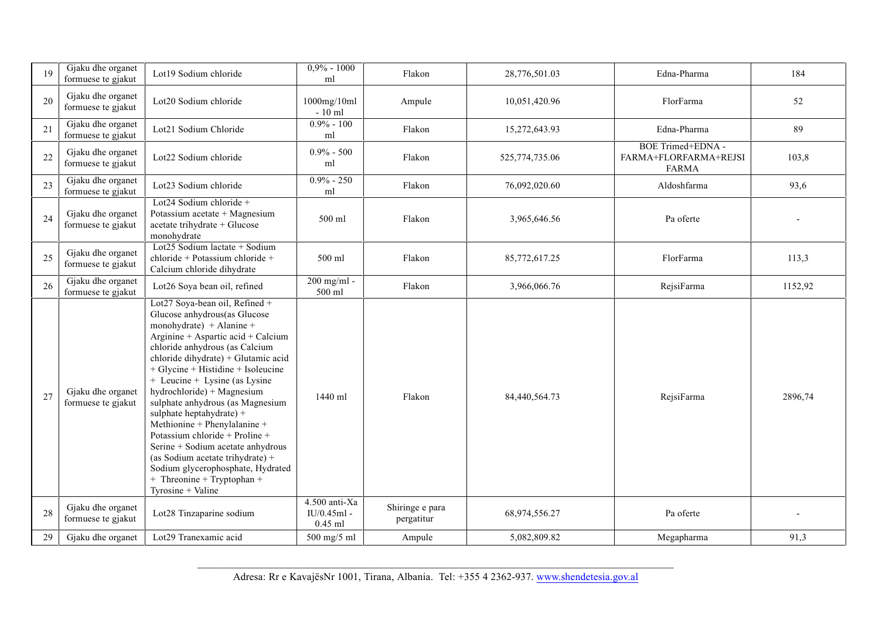| 19 | Gjaku dhe organet formuese te gjakut | Lot19 Sodium chloride | 0,9% - 1000 ml | Flakon | 28,776,501.03 | Edna-Pharma | 184 |
|---|---|---|---|---|---|---|---|
| 20 | Gjaku dhe organet formuese te gjakut | Lot20 Sodium chloride | 1000mg/10ml - 10 ml | Ampule | 10,051,420.96 | FlorFarma | 52 |
| 21 | Gjaku dhe organet formuese te gjakut | Lot21 Sodium Chloride | 0.9% - 100 ml | Flakon | 15,272,643.93 | Edna-Pharma | 89 |
| 22 | Gjaku dhe organet formuese te gjakut | Lot22 Sodium chloride | 0.9% - 500 ml | Flakon | 525,774,735.06 | BOE Trimed+EDNA - FARMA+FLORFARMA+REJSI FARMA | 103,8 |
| 23 | Gjaku dhe organet formuese te gjakut | Lot23 Sodium chloride | 0.9% - 250 ml | Flakon | 76,092,020.60 | Aldoshfarma | 93,6 |
| 24 | Gjaku dhe organet formuese te gjakut | Lot24 Sodium chloride + Potassium acetate + Magnesium acetate trihydrate + Glucose monohydrate | 500 ml | Flakon | 3,965,646.56 | Pa oferte | - |
| 25 | Gjaku dhe organet formuese te gjakut | Lot25 Sodium lactate + Sodium chloride + Potassium chloride + Calcium chloride dihydrate | 500 ml | Flakon | 85,772,617.25 | FlorFarma | 113,3 |
| 26 | Gjaku dhe organet formuese te gjakut | Lot26 Soya bean oil, refined | 200 mg/ml - 500 ml | Flakon | 3,966,066.76 | RejsiFarma | 1152,92 |
| 27 | Gjaku dhe organet formuese te gjakut | Lot27 Soya-bean oil, Refined + Glucose anhydrous(as Glucose monohydrate) + Alanine + Arginine + Aspartic acid + Calcium chloride anhydrous (as Calcium chloride dihydrate) + Glutamic acid + Glycine + Histidine + Isoleucine + Leucine + Lysine (as Lysine hydrochloride) + Magnesium sulphate anhydrous (as Magnesium sulphate heptahydrate) + Methionine + Phenylalanine + Potassium chloride + Proline + Serine + Sodium acetate anhydrous (as Sodium acetate trihydrate) + Sodium glycerophosphate, Hydrated + Threonine + Tryptophan + Tyrosine + Valine | 1440 ml | Flakon | 84,440,564.73 | RejsiFarma | 2896,74 |
| 28 | Gjaku dhe organet formuese te gjakut | Lot28 Tinzaparine sodium | 4.500 anti-Xa IU/0.45ml - 0.45 ml | Shiringe e para pergatitur | 68,974,556.27 | Pa oferte | - |
| 29 | Gjaku dhe organet | Lot29 Tranexamic acid | 500 mg/5 ml | Ampule | 5,082,809.82 | Megapharma | 91,3 |

Adresa: Rr e KavajësNr 1001, Tirana, Albania. Tel: +355 4 2362-937. www.shendetesia.gov.al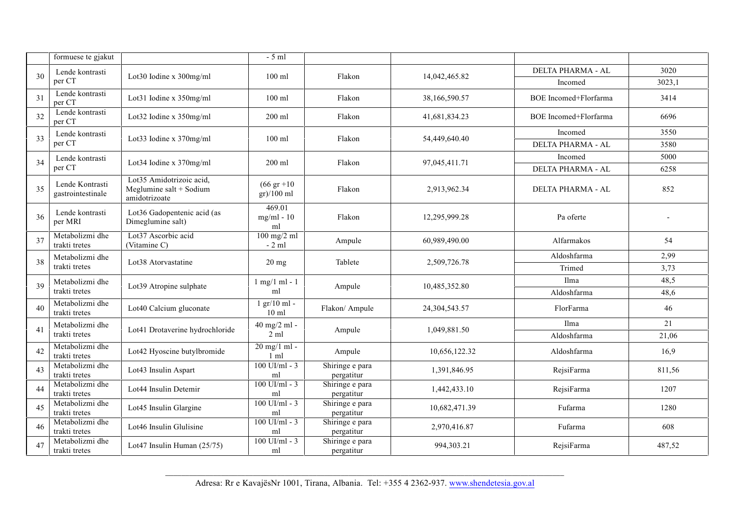| | | | | | | | |
|---|---|---|---|---|---|---|---|
| | formuese te gjakut | | - 5 ml | | | | |
| 30 | Lende kontrasti per CT | Lot30 Iodine x 300mg/ml | 100 ml | Flakon | 14,042,465.82 | DELTA PHARMA - AL | 3020 |
| | | | | | | Incomed | 3023,1 |
| 31 | Lende kontrasti per CT | Lot31 Iodine x 350mg/ml | 100 ml | Flakon | 38,166,590.57 | BOE Incomed+Florfarma | 3414 |
| 32 | Lende kontrasti per CT | Lot32 Iodine x 350mg/ml | 200 ml | Flakon | 41,681,834.23 | BOE Incomed+Florfarma | 6696 |
| 33 | Lende kontrasti per CT | Lot33 Iodine x 370mg/ml | 100 ml | Flakon | 54,449,640.40 | Incomed | 3550 |
| | | | | | | DELTA PHARMA - AL | 3580 |
| 34 | Lende kontrasti per CT | Lot34 Iodine x 370mg/ml | 200 ml | Flakon | 97,045,411.71 | Incomed | 5000 |
| | | | | | | DELTA PHARMA - AL | 6258 |
| 35 | Lende Kontrasti gastrointestinale | Lot35 Amidotrizoic acid, Meglumine salt + Sodium amidotrizoate | (66 gr +10 gr)/100 ml | Flakon | 2,913,962.34 | DELTA PHARMA - AL | 852 |
| 36 | Lende kontrasti per MRI | Lot36 Gadopentenic acid (as Dimeglumine salt) | 469.01 mg/ml - 10 ml | Flakon | 12,295,999.28 | Pa oferte | - |
| 37 | Metabolizmi dhe trakti tretes | Lot37 Ascorbic acid (Vitamine C) | 100 mg/2 ml - 2 ml | Ampule | 60,989,490.00 | Alfarmakos | 54 |
| 38 | Metabolizmi dhe trakti tretes | Lot38 Atorvastatine | 20 mg | Tablete | 2,509,726.78 | Aldoshfarma | 2,99 |
| | | | | | | Trimed | 3,73 |
| 39 | Metabolizmi dhe trakti tretes | Lot39 Atropine sulphate | 1 mg/1 ml - 1 ml | Ampule | 10,485,352.80 | Ilma | 48,5 |
| | | | | | | Aldoshfarma | 48,6 |
| 40 | Metabolizmi dhe trakti tretes | Lot40 Calcium gluconate | 1 gr/10 ml - 10 ml | Flakon/ Ampule | 24,304,543.57 | FlorFarma | 46 |
| 41 | Metabolizmi dhe trakti tretes | Lot41 Drotaverine hydrochloride | 40 mg/2 ml - 2 ml | Ampule | 1,049,881.50 | Ilma | 21 |
| | | | | | | Aldoshfarma | 21,06 |
| 42 | Metabolizmi dhe trakti tretes | Lot42 Hyoscine butylbromide | 20 mg/1 ml - 1 ml | Ampule | 10,656,122.32 | Aldoshfarma | 16,9 |
| 43 | Metabolizmi dhe trakti tretes | Lot43 Insulin Aspart | 100 UI/ml - 3 ml | Shiringe e para pergatitur | 1,391,846.95 | RejsiFarma | 811,56 |
| 44 | Metabolizmi dhe trakti tretes | Lot44 Insulin Detemir | 100 UI/ml - 3 ml | Shiringe e para pergatitur | 1,442,433.10 | RejsiFarma | 1207 |
| 45 | Metabolizmi dhe trakti tretes | Lot45 Insulin Glargine | 100 UI/ml - 3 ml | Shiringe e para pergatitur | 10,682,471.39 | Fufarma | 1280 |
| 46 | Metabolizmi dhe trakti tretes | Lot46 Insulin Glulisine | 100 UI/ml - 3 ml | Shiringe e para pergatitur | 2,970,416.87 | Fufarma | 608 |
| 47 | Metabolizmi dhe trakti tretes | Lot47 Insulin Human (25/75) | 100 UI/ml - 3 ml | Shiringe e para pergatitur | 994,303.21 | RejsiFarma | 487,52 |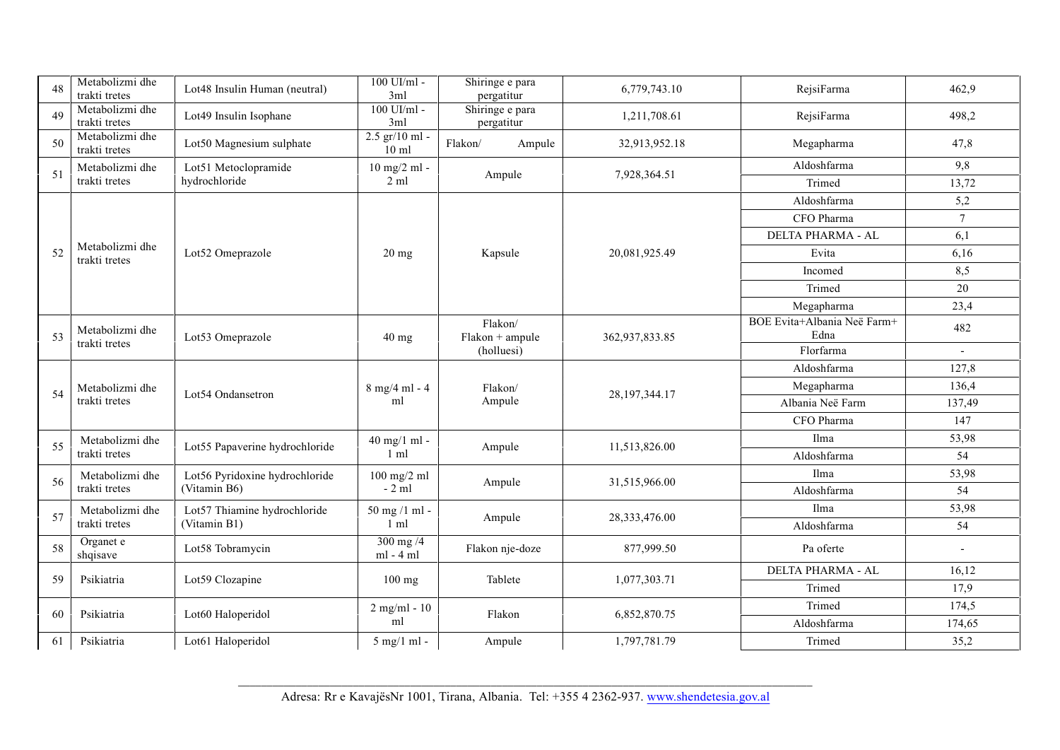| | | | | | | | |
|---|---|---|---|---|---|---|---|
| 48 | Metabolizmi dhe trakti tretes | Lot48 Insulin Human (neutral) | 100 UI/ml - 3ml | Shiringe e para pergatitur | 6,779,743.10 | RejsiFarma | 462,9 |
| 49 | Metabolizmi dhe trakti tretes | Lot49 Insulin Isophane | 100 UI/ml - 3ml | Shiringe e para pergatitur | 1,211,708.61 | RejsiFarma | 498,2 |
| 50 | Metabolizmi dhe trakti tretes | Lot50 Magnesium sulphate | 2.5 gr/10 ml - 10 ml | Flakon/ Ampule | 32,913,952.18 | Megapharma | 47,8 |
| 51 | Metabolizmi dhe trakti tretes | Lot51 Metoclopramide hydrochloride | 10 mg/2 ml - 2 ml | Ampule | 7,928,364.51 | Aldoshfarma | 9,8 |
| | | | | | | Trimed | 13,72 |
| 52 | Metabolizmi dhe trakti tretes | Lot52 Omeprazole | 20 mg | Kapsule | 20,081,925.49 | Aldoshfarma | 5,2 |
| | | | | | | CFO Pharma | 7 |
| | | | | | | DELTA PHARMA - AL | 6,1 |
| | | | | | | Evita | 6,16 |
| | | | | | | Incomed | 8,5 |
| | | | | | | Trimed | 20 |
| | | | | | | Megapharma | 23,4 |
| 53 | Metabolizmi dhe trakti tretes | Lot53 Omeprazole | 40 mg | Flakon/ Flakon + ampule (holluesi) | 362,937,833.85 | BOE Evita+Albania Neë Farm+ Edna | 482 |
| | | | | | | Florfarma | - |
| 54 | Metabolizmi dhe trakti tretes | Lot54 Ondansetron | 8 mg/4 ml - 4 ml | Flakon/ Ampule | 28,197,344.17 | Aldoshfarma | 127,8 |
| | | | | | | Megapharma | 136,4 |
| | | | | | | Albania Neë Farm | 137,49 |
| | | | | | | CFO Pharma | 147 |
| 55 | Metabolizmi dhe trakti tretes | Lot55 Papaverine hydrochloride | 40 mg/1 ml - 1 ml | Ampule | 11,513,826.00 | Ilma | 53,98 |
| | | | | | | Aldoshfarma | 54 |
| 56 | Metabolizmi dhe trakti tretes | Lot56 Pyridoxine hydrochloride (Vitamin B6) | 100 mg/2 ml - 2 ml | Ampule | 31,515,966.00 | Ilma | 53,98 |
| | | | | | | Aldoshfarma | 54 |
| 57 | Metabolizmi dhe trakti tretes | Lot57 Thiamine hydrochloride (Vitamin B1) | 50 mg /1 ml - 1 ml | Ampule | 28,333,476.00 | Ilma | 53,98 |
| | | | | | | Aldoshfarma | 54 |
| 58 | Organet e shqisave | Lot58 Tobramycin | 300 mg /4 ml - 4 ml | Flakon nje-doze | 877,999.50 | Pa oferte | - |
| 59 | Psikiatria | Lot59 Clozapine | 100 mg | Tablete | 1,077,303.71 | DELTA PHARMA - AL | 16,12 |
| | | | | | | Trimed | 17,9 |
| 60 | Psikiatria | Lot60 Haloperidol | 2 mg/ml - 10 ml | Flakon | 6,852,870.75 | Trimed | 174,5 |
| | | | | | | Aldoshfarma | 174,65 |
| 61 | Psikiatria | Lot61 Haloperidol | 5 mg/1 ml - | Ampule | 1,797,781.79 | Trimed | 35,2 |

Adresa: Rr e KavajësNr 1001, Tirana, Albania. Tel: +355 4 2362-937. www.shendetesia.gov.al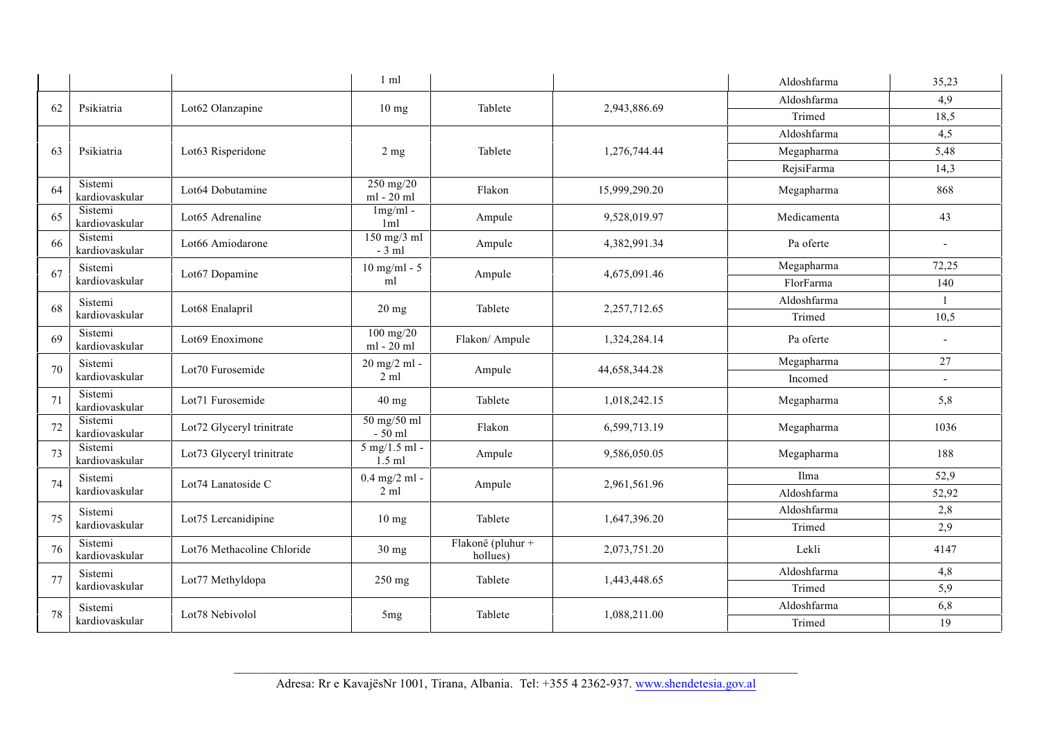| | | | | | | | |
|---|---|---|---|---|---|---|---|
| | | | 1 ml | | | Aldoshfarma | 35,23 |
| 62 | Psikiatria | Lot62 Olanzapine | 10 mg | Tablete | 2,943,886.69 | Aldoshfarma | 4,9 |
| | | | | | | Trimed | 18,5 |
| 63 | Psikiatria | Lot63 Risperidone | 2 mg | Tablete | 1,276,744.44 | Aldoshfarma | 4,5 |
| | | | | | | Megapharma | 5,48 |
| | | | | | | RejsiFarma | 14,3 |
| 64 | Sistemi kardiovaskular | Lot64 Dobutamine | 250 mg/20 ml - 20 ml | Flakon | 15,999,290.20 | Megapharma | 868 |
| 65 | Sistemi kardiovaskular | Lot65 Adrenaline | 1mg/ml - 1ml | Ampule | 9,528,019.97 | Medicamenta | 43 |
| 66 | Sistemi kardiovaskular | Lot66 Amiodarone | 150 mg/3 ml - 3 ml | Ampule | 4,382,991.34 | Pa oferte | - |
| 67 | Sistemi kardiovaskular | Lot67 Dopamine | 10 mg/ml - 5 ml | Ampule | 4,675,091.46 | Megapharma | 72,25 |
| | | | | | | FlorFarma | 140 |
| 68 | Sistemi kardiovaskular | Lot68 Enalapril | 20 mg | Tablete | 2,257,712.65 | Aldoshfarma | 1 |
| | | | | | | Trimed | 10,5 |
| 69 | Sistemi kardiovaskular | Lot69 Enoximone | 100 mg/20 ml - 20 ml | Flakon/ Ampule | 1,324,284.14 | Pa oferte | - |
| 70 | Sistemi kardiovaskular | Lot70 Furosemide | 20 mg/2 ml - 2 ml | Ampule | 44,658,344.28 | Megapharma | 27 |
| | | | | | | Incomed | - |
| 71 | Sistemi kardiovaskular | Lot71 Furosemide | 40 mg | Tablete | 1,018,242.15 | Megapharma | 5,8 |
| 72 | Sistemi kardiovaskular | Lot72 Glyceryl trinitrate | 50 mg/50 ml - 50 ml | Flakon | 6,599,713.19 | Megapharma | 1036 |
| 73 | Sistemi kardiovaskular | Lot73 Glyceryl trinitrate | 5 mg/1.5 ml - 1.5 ml | Ampule | 9,586,050.05 | Megapharma | 188 |
| 74 | Sistemi kardiovaskular | Lot74 Lanatoside C | 0.4 mg/2 ml - 2 ml | Ampule | 2,961,561.96 | Ilma | 52,9 |
| | | | | | | Aldoshfarma | 52,92 |
| 75 | Sistemi kardiovaskular | Lot75 Lercanidipine | 10 mg | Tablete | 1,647,396.20 | Aldoshfarma | 2,8 |
| | | | | | | Trimed | 2,9 |
| 76 | Sistemi kardiovaskular | Lot76 Methacoline Chloride | 30 mg | Flakonë (pluhur + hollues) | 2,073,751.20 | Lekli | 4147 |
| 77 | Sistemi kardiovaskular | Lot77 Methyldopa | 250 mg | Tablete | 1,443,448.65 | Aldoshfarma | 4,8 |
| | | | | | | Trimed | 5,9 |
| 78 | Sistemi kardiovaskular | Lot78 Nebivolol | 5mg | Tablete | 1,088,211.00 | Aldoshfarma | 6,8 |
| | | | | | | Trimed | 19 |

Adresa: Rr e KavajësNr 1001, Tirana, Albania. Tel: +355 4 2362-937. www.shendetesia.gov.al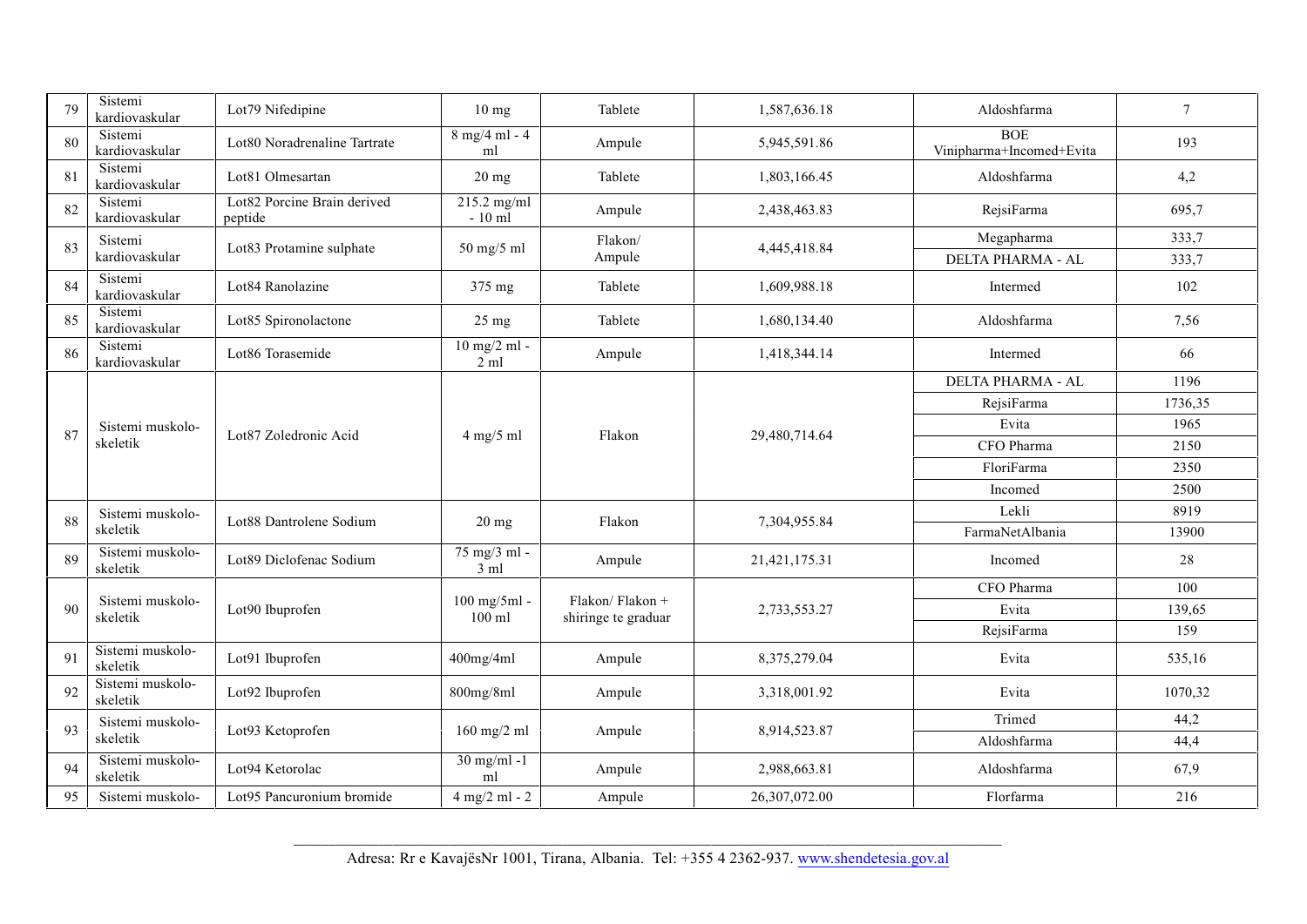| 79 | Sistemi kardiovaskular | Lot79 Nifedipine | 10 mg | Tablete | 1,587,636.18 | Aldoshfarma | 7 |
|---|---|---|---|---|---|---|---|
| 80 | Sistemi kardiovaskular | Lot80 Noradrenaline Tartrate | 8 mg/4 ml - 4 ml | Ampule | 5,945,591.86 | BOE Vinipharma+Incomed+Evita | 193 |
| 81 | Sistemi kardiovaskular | Lot81 Olmesartan | 20 mg | Tablete | 1,803,166.45 | Aldoshfarma | 4,2 |
| 82 | Sistemi kardiovaskular | Lot82 Porcine Brain derived peptide | 215.2 mg/ml - 10 ml | Ampule | 2,438,463.83 | RejsiFarma | 695,7 |
| 83 | Sistemi kardiovaskular | Lot83 Protamine sulphate | 50 mg/5 ml | Flakon/ Ampule | 4,445,418.84 | Megapharma | 333,7 |
| | | | | | | DELTA PHARMA - AL | 333,7 |
| 84 | Sistemi kardiovaskular | Lot84 Ranolazine | 375 mg | Tablete | 1,609,988.18 | Intermed | 102 |
| 85 | Sistemi kardiovaskular | Lot85 Spironolactone | 25 mg | Tablete | 1,680,134.40 | Aldoshfarma | 7,56 |
| 86 | Sistemi kardiovaskular | Lot86 Torasemide | 10 mg/2 ml - 2 ml | Ampule | 1,418,344.14 | Intermed | 66 |
| 87 | Sistemi muskolo-skeletik | Lot87 Zoledronic Acid | 4 mg/5 ml | Flakon | 29,480,714.64 | DELTA PHARMA - AL | 1196 |
| | | | | | | RejsiFarma | 1736,35 |
| | | | | | | Evita | 1965 |
| | | | | | | CFO Pharma | 2150 |
| | | | | | | FloriFarma | 2350 |
| | | | | | | Incomed | 2500 |
| 88 | Sistemi muskolo-skeletik | Lot88 Dantrolene Sodium | 20 mg | Flakon | 7,304,955.84 | Lekli | 8919 |
| | | | | | | FarmaNetAlbania | 13900 |
| 89 | Sistemi muskolo-skeletik | Lot89 Diclofenac Sodium | 75 mg/3 ml - 3 ml | Ampule | 21,421,175.31 | Incomed | 28 |
| 90 | Sistemi muskolo-skeletik | Lot90 Ibuprofen | 100 mg/5ml - 100 ml | Flakon/ Flakon + shiringe te graduar | 2,733,553.27 | CFO Pharma | 100 |
| | | | | | | Evita | 139,65 |
| | | | | | | RejsiFarma | 159 |
| 91 | Sistemi muskolo-skeletik | Lot91 Ibuprofen | 400mg/4ml | Ampule | 8,375,279.04 | Evita | 535,16 |
| 92 | Sistemi muskolo-skeletik | Lot92 Ibuprofen | 800mg/8ml | Ampule | 3,318,001.92 | Evita | 1070,32 |
| 93 | Sistemi muskolo-skeletik | Lot93 Ketoprofen | 160 mg/2 ml | Ampule | 8,914,523.87 | Trimed | 44,2 |
| | | | | | | Aldoshfarma | 44,4 |
| 94 | Sistemi muskolo-skeletik | Lot94 Ketorolac | 30 mg/ml -1 ml | Ampule | 2,988,663.81 | Aldoshfarma | 67,9 |
| 95 | Sistemi muskolo- | Lot95 Pancuronium bromide | 4 mg/2 ml - 2 | Ampule | 26,307,072.00 | Florfarma | 216 |

Adresa: Rr e KavajësNr 1001, Tirana, Albania. Tel: +355 4 2362-937. www.shendetesia.gov.al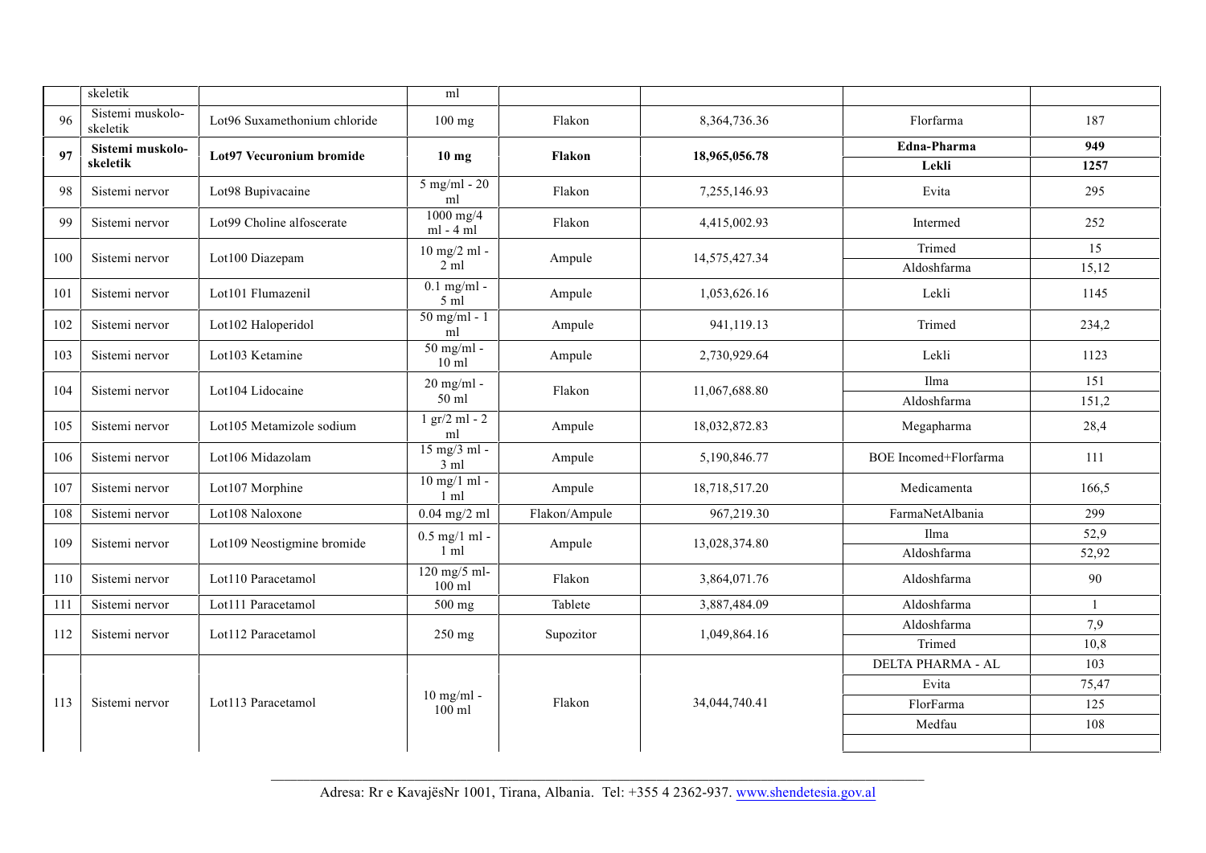| | | | | | | | |
|---|---|---|---|---|---|---|---|
| | skeletik | | ml | | | | |
| 96 | Sistemi muskolo-skeletik | Lot96 Suxamethonium chloride | 100 mg | Flakon | 8,364,736.36 | Florfarma | 187 |
| **97** | **Sistemi muskolo-skeletik** | **Lot97 Vecuronium bromide** | **10 mg** | **Flakon** | **18,965,056.78** | **Edna-Pharma** | **949** |
| | | | | | | **Lekli** | **1257** |
| 98 | Sistemi nervor | Lot98 Bupivacaine | 5 mg/ml - 20 ml | Flakon | 7,255,146.93 | Evita | 295 |
| 99 | Sistemi nervor | Lot99 Choline alfoscerate | 1000 mg/4 ml - 4 ml | Flakon | 4,415,002.93 | Intermed | 252 |
| 100 | Sistemi nervor | Lot100 Diazepam | 10 mg/2 ml - 2 ml | Ampule | 14,575,427.34 | Trimed | 15 |
| | | | | | | Aldoshfarma | 15,12 |
| 101 | Sistemi nervor | Lot101 Flumazenil | 0.1 mg/ml - 5 ml | Ampule | 1,053,626.16 | Lekli | 1145 |
| 102 | Sistemi nervor | Lot102 Haloperidol | 50 mg/ml - 1 ml | Ampule | 941,119.13 | Trimed | 234,2 |
| 103 | Sistemi nervor | Lot103 Ketamine | 50 mg/ml - 10 ml | Ampule | 2,730,929.64 | Lekli | 1123 |
| 104 | Sistemi nervor | Lot104 Lidocaine | 20 mg/ml - 50 ml | Flakon | 11,067,688.80 | Ilma | 151 |
| | | | | | | Aldoshfarma | 151,2 |
| 105 | Sistemi nervor | Lot105 Metamizole sodium | 1 gr/2 ml - 2 ml | Ampule | 18,032,872.83 | Megapharma | 28,4 |
| 106 | Sistemi nervor | Lot106 Midazolam | 15 mg/3 ml - 3 ml | Ampule | 5,190,846.77 | BOE Incomed+Florfarma | 111 |
| 107 | Sistemi nervor | Lot107 Morphine | 10 mg/1 ml - 1 ml | Ampule | 18,718,517.20 | Medicamenta | 166,5 |
| 108 | Sistemi nervor | Lot108 Naloxone | 0.04 mg/2 ml | Flakon/Ampule | 967,219.30 | FarmaNetAlbania | 299 |
| 109 | Sistemi nervor | Lot109 Neostigmine bromide | 0.5 mg/1 ml - 1 ml | Ampule | 13,028,374.80 | Ilma | 52,9 |
| | | | | | | Aldoshfarma | 52,92 |
| 110 | Sistemi nervor | Lot110 Paracetamol | 120 mg/5 ml- 100 ml | Flakon | 3,864,071.76 | Aldoshfarma | 90 |
| 111 | Sistemi nervor | Lot111 Paracetamol | 500 mg | Tablete | 3,887,484.09 | Aldoshfarma | 1 |
| 112 | Sistemi nervor | Lot112 Paracetamol | 250 mg | Supozitor | 1,049,864.16 | Aldoshfarma | 7,9 |
| | | | | | | Trimed | 10,8 |
| 113 | Sistemi nervor | Lot113 Paracetamol | 10 mg/ml - 100 ml | Flakon | 34,044,740.41 | DELTA PHARMA - AL | 103 |
| | | | | | | Evita | 75,47 |
| | | | | | | FlorFarma | 125 |
| | | | | | | Medfau | 108 |
| | | | | | | | |

Adresa: Rr e KavajësNr 1001, Tirana, Albania. Tel: +355 4 2362-937. www.shendetesia.gov.al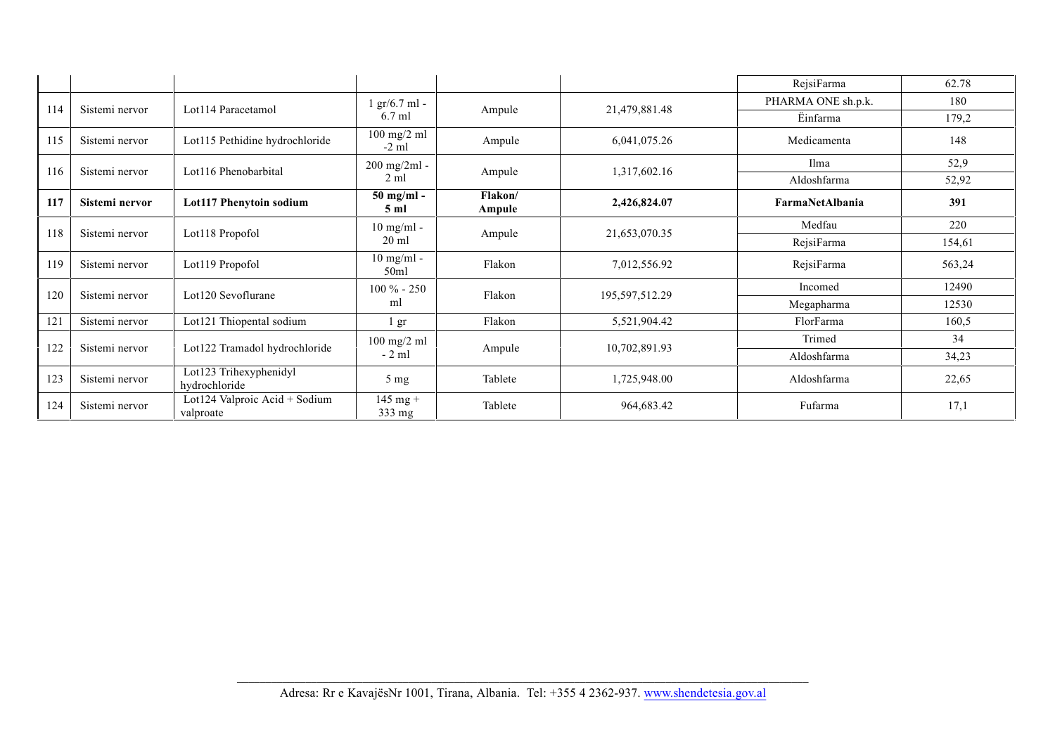| | | | | | | | |
|---|---|---|---|---|---|---|---|
| | | | | | | RejsiFarma | 62.78 |
| 114 | Sistemi nervor | Lot114 Paracetamol | 1 gr/6.7 ml - 6.7 ml | Ampule | 21,479,881.48 | PHARMA ONE sh.p.k. | 180 |
| | | | | | | Ëinfarma | 179,2 |
| 115 | Sistemi nervor | Lot115 Pethidine hydrochloride | 100 mg/2 ml -2 ml | Ampule | 6,041,075.26 | Medicamenta | 148 |
| 116 | Sistemi nervor | Lot116 Phenobarbital | 200 mg/2ml - 2 ml | Ampule | 1,317,602.16 | Ilma | 52,9 |
| | | | | | | Aldoshfarma | 52,92 |
| **117** | **Sistemi nervor** | **Lot117 Phenytoin sodium** | **50 mg/ml - 5 ml** | **Flakon/ Ampule** | **2,426,824.07** | **FarmaNetAlbania** | **391** |
| 118 | Sistemi nervor | Lot118 Propofol | 10 mg/ml - 20 ml | Ampule | 21,653,070.35 | Medfau | 220 |
| | | | | | | RejsiFarma | 154,61 |
| 119 | Sistemi nervor | Lot119 Propofol | 10 mg/ml - 50ml | Flakon | 7,012,556.92 | RejsiFarma | 563,24 |
| 120 | Sistemi nervor | Lot120 Sevoflurane | 100 % - 250 ml | Flakon | 195,597,512.29 | Incomed | 12490 |
| | | | | | | Megapharma | 12530 |
| 121 | Sistemi nervor | Lot121 Thiopental sodium | 1 gr | Flakon | 5,521,904.42 | FlorFarma | 160,5 |
| 122 | Sistemi nervor | Lot122 Tramadol hydrochloride | 100 mg/2 ml - 2 ml | Ampule | 10,702,891.93 | Trimed | 34 |
| | | | | | | Aldoshfarma | 34,23 |
| 123 | Sistemi nervor | Lot123 Trihexyphenidyl hydrochloride | 5 mg | Tablete | 1,725,948.00 | Aldoshfarma | 22,65 |
| 124 | Sistemi nervor | Lot124 Valproic Acid + Sodium valproate | 145 mg + 333 mg | Tablete | 964,683.42 | Fufarma | 17,1 |

Adresa: Rr e KavajësNr 1001, Tirana, Albania. Tel: +355 4 2362-937. www.shendetesia.gov.al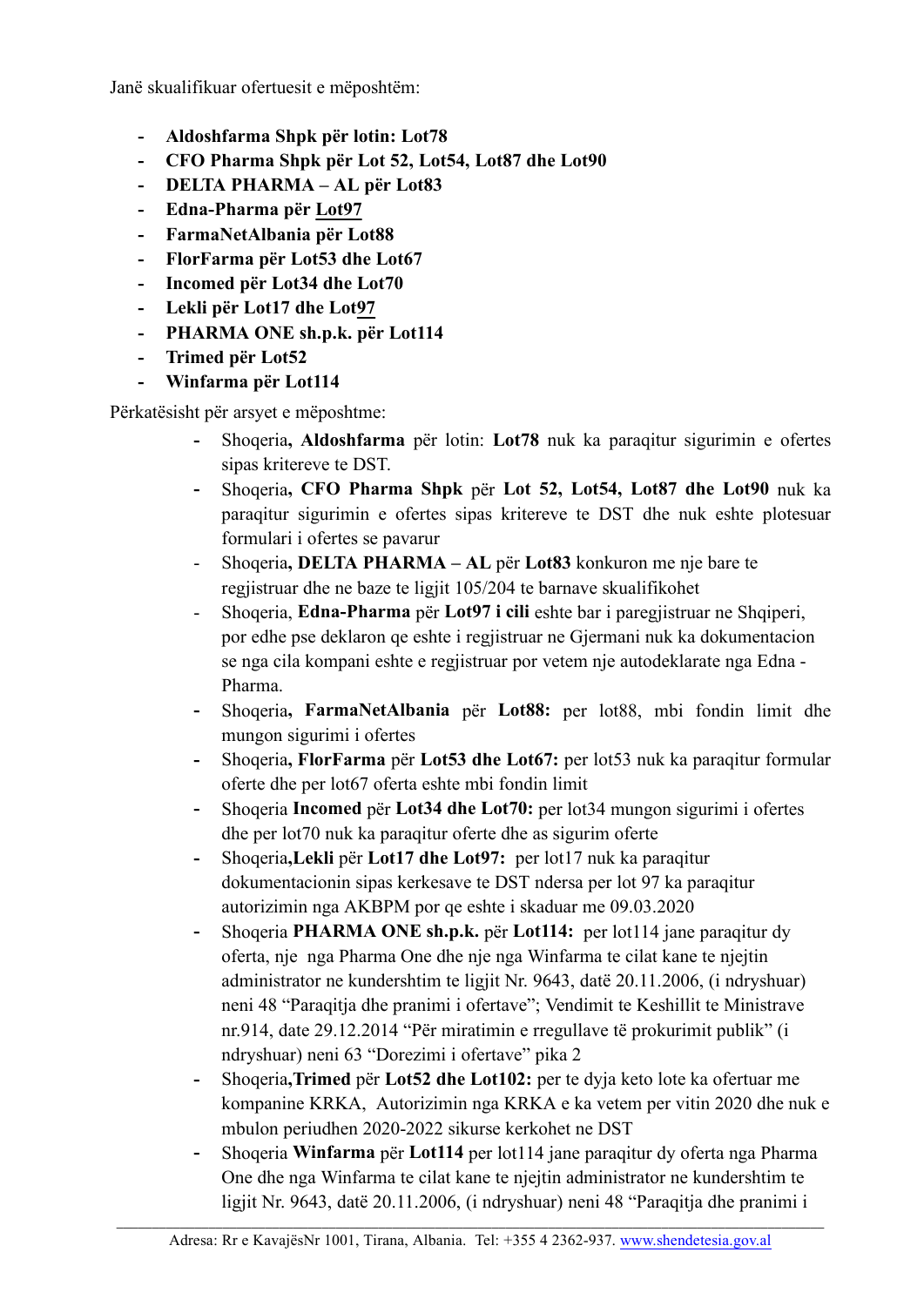Janë skualifikuar ofertuesit e mëposhtëm:

- **Aldoshfarma Shpk për lotin: Lot78**
- **CFO Pharma Shpk për Lot 52, Lot54, Lot87 dhe Lot90**
- **DELTA PHARMA – AL për Lot83**
- **Edna-Pharma për Lot97**
- **FarmaNetAlbania për Lot88**
- **FlorFarma për Lot53 dhe Lot67**
- **Incomed për Lot34 dhe Lot70**
- **Lekli për Lot17 dhe Lot97**
- **PHARMA ONE sh.p.k. për Lot114**
- **Trimed për Lot52**
- **Winfarma për Lot114**

Përkatësisht për arsyet e mëposhtme:

- Shoqeria**, Aldoshfarma** për lotin: **Lot78** nuk ka paraqitur sigurimin e ofertes sipas kritereve te DST.
- Shoqeria**, CFO Pharma Shpk** për **Lot 52, Lot54, Lot87 dhe Lot90** nuk ka paraqitur sigurimin e ofertes sipas kritereve te DST dhe nuk eshte plotesuar formulari i ofertes se pavarur
- Shoqeria**, DELTA PHARMA – AL** për **Lot83** konkuron me nje bare te regjistruar dhe ne baze te ligjit 105/204 te barnave skualifikohet
- Shoqeria, **Edna-Pharma** për **Lot97 i cili** eshte bar i paregjistruar ne Shqiperi, por edhe pse deklaron qe eshte i regjistruar ne Gjermani nuk ka dokumentacion se nga cila kompani eshte e regjistruar por vetem nje autodeklarate nga Edna - Pharma.
- Shoqeria**, FarmaNetAlbania** për **Lot88:** per lot88, mbi fondin limit dhe mungon sigurimi i ofertes
- Shoqeria**, FlorFarma** për **Lot53 dhe Lot67:** per lot53 nuk ka paraqitur formular oferte dhe per lot67 oferta eshte mbi fondin limit
- Shoqeria **Incomed** për **Lot34 dhe Lot70:** per lot34 mungon sigurimi i ofertes dhe per lot70 nuk ka paraqitur oferte dhe as sigurim oferte
- Shoqeria**,Lekli** për **Lot17 dhe Lot97:** per lot17 nuk ka paraqitur dokumentacionin sipas kerkesave te DST ndersa per lot 97 ka paraqitur autorizimin nga AKBPM por qe eshte i skaduar me 09.03.2020
- Shoqeria **PHARMA ONE sh.p.k.** për **Lot114:** per lot114 jane paraqitur dy oferta, nje nga Pharma One dhe nje nga Winfarma te cilat kane te njejtin administrator ne kundershtim te ligjit Nr. 9643, datë 20.11.2006, (i ndryshuar) neni 48 "Paraqitja dhe pranimi i ofertave"; Vendimit te Keshillit te Ministrave nr.914, date 29.12.2014 "Për miratimin e rregullave të prokurimit publik" (i ndryshuar) neni 63 "Dorezimi i ofertave" pika 2
- Shoqeria**,Trimed** për **Lot52 dhe Lot102:** per te dyja keto lote ka ofertuar me kompanine KRKA, Autorizimin nga KRKA e ka vetem per vitin 2020 dhe nuk e mbulon periudhen 2020-2022 sikurse kerkohet ne DST
- Shoqeria **Winfarma** për **Lot114** per lot114 jane paraqitur dy oferta nga Pharma One dhe nga Winfarma te cilat kane te njejtin administrator ne kundershtim te ligjit Nr. 9643, datë 20.11.2006, (i ndryshuar) neni 48 "Paraqitja dhe pranimi i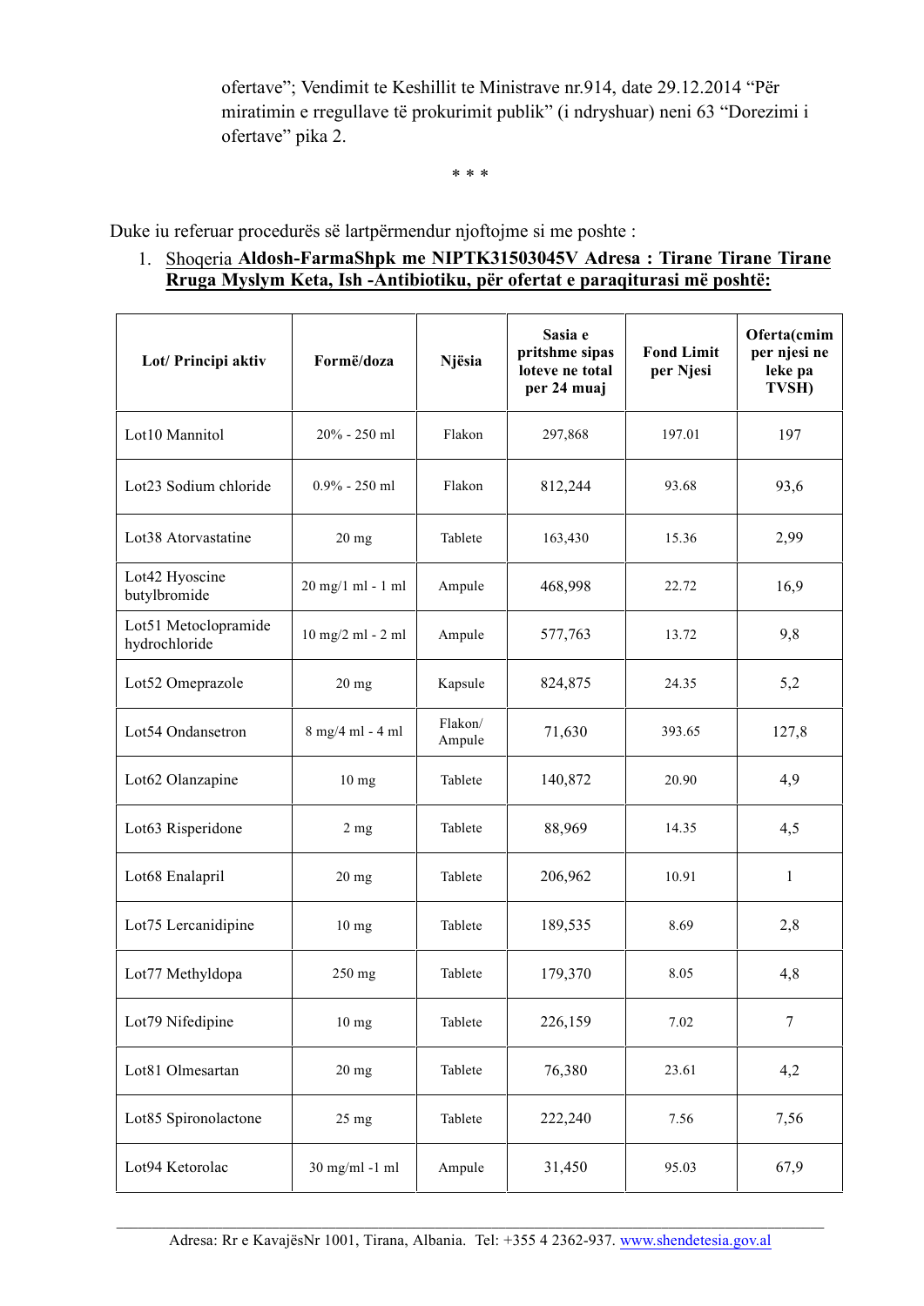ofertave"; Vendimit te Keshillit te Ministrave nr.914, date 29.12.2014 "Për miratimin e rregullave të prokurimit publik" (i ndryshuar) neni 63 "Dorezimi i ofertave" pika 2.

\* \* \*

Duke iu referuar procedurës së lartpërmendur njoftojme si me poshte :

1. Shoqeria **Aldosh-FarmaShpk me NIPTK31503045V Adresa : Tirane Tirane Tirane Rruga Myslym Keta, Ish -Antibiotiku, për ofertat e paraqiturasi më poshtë:**

| Lot/ Principi aktiv | Formë/doza | Njësia | Sasia e pritshme sipas loteve ne total per 24 muaj | Fond Limit per Njesi | Oferta(cmim per njesi ne leke pa TVSH) |
|---|---|---|---|---|---|
| Lot10 Mannitol | 20% - 250 ml | Flakon | 297,868 | 197.01 | 197 |
| Lot23 Sodium chloride | 0.9% - 250 ml | Flakon | 812,244 | 93.68 | 93,6 |
| Lot38 Atorvastatine | 20 mg | Tablete | 163,430 | 15.36 | 2,99 |
| Lot42 Hyoscine butylbromide | 20 mg/1 ml - 1 ml | Ampule | 468,998 | 22.72 | 16,9 |
| Lot51 Metoclopramide hydrochloride | 10 mg/2 ml - 2 ml | Ampule | 577,763 | 13.72 | 9,8 |
| Lot52 Omeprazole | 20 mg | Kapsule | 824,875 | 24.35 | 5,2 |
| Lot54 Ondansetron | 8 mg/4 ml - 4 ml | Flakon/ Ampule | 71,630 | 393.65 | 127,8 |
| Lot62 Olanzapine | 10 mg | Tablete | 140,872 | 20.90 | 4,9 |
| Lot63 Risperidone | 2 mg | Tablete | 88,969 | 14.35 | 4,5 |
| Lot68 Enalapril | 20 mg | Tablete | 206,962 | 10.91 | 1 |
| Lot75 Lercanidipine | 10 mg | Tablete | 189,535 | 8.69 | 2,8 |
| Lot77 Methyldopa | 250 mg | Tablete | 179,370 | 8.05 | 4,8 |
| Lot79 Nifedipine | 10 mg | Tablete | 226,159 | 7.02 | 7 |
| Lot81 Olmesartan | 20 mg | Tablete | 76,380 | 23.61 | 4,2 |
| Lot85 Spironolactone | 25 mg | Tablete | 222,240 | 7.56 | 7,56 |
| Lot94 Ketorolac | 30 mg/ml -1 ml | Ampule | 31,450 | 95.03 | 67,9 |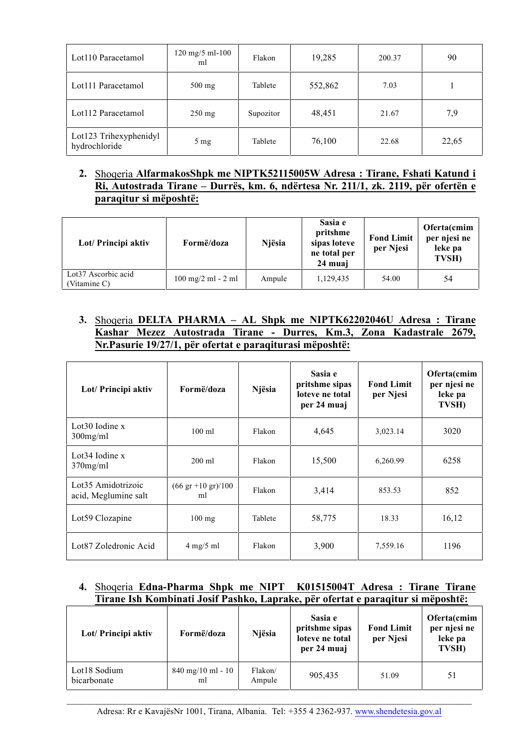| Lot110 Paracetamol | 120 mg/5 ml-100 ml | Flakon | 19,285 | 200.37 | 90 |
|---|---|---|---|---|---|
| Lot111 Paracetamol | 500 mg | Tablete | 552,862 | 7.03 | 1 |
| Lot112 Paracetamol | 250 mg | Supozitor | 48,451 | 21.67 | 7,9 |
| Lot123 Trihexyphenidyl hydrochloride | 5 mg | Tablete | 76,100 | 22.68 | 22,65 |

2. Shoqeria **AlfarmakosShpk me NIPTK52115005W Adresa : Tirane, Fshati Katund i Ri, Autostrada Tirane – Durrës, km. 6, ndërtesa Nr. 211/1, zk. 2119, për ofertën e paraqitur si mëposhtë:**

| Lot/ Principi aktiv | Formë/doza | Njësia | Sasia e pritshme sipas loteve ne total per 24 muaj | Fond Limit per Njesi | Oferta(cmim per njesi ne leke pa TVSH) |
|---|---|---|---|---|---|
| Lot37 Ascorbic acid (Vitamine C) | 100 mg/2 ml - 2 ml | Ampule | 1,129,435 | 54.00 | 54 |

3. Shoqeria **DELTA PHARMA – AL Shpk me NIPTK62202046U Adresa : Tirane Kashar Mezez Autostrada Tirane - Durres, Km.3, Zona Kadastrale 2679, Nr.Pasurie 19/27/1, për ofertat e paraqiturasi mëposhtë:**

| Lot/ Principi aktiv | Formë/doza | Njësia | Sasia e pritshme sipas loteve ne total per 24 muaj | Fond Limit per Njesi | Oferta(cmim per njesi ne leke pa TVSH) |
|---|---|---|---|---|---|
| Lot30 Iodine x 300mg/ml | 100 ml | Flakon | 4,645 | 3,023.14 | 3020 |
| Lot34 Iodine x 370mg/ml | 200 ml | Flakon | 15,500 | 6,260.99 | 6258 |
| Lot35 Amidotrizoic acid, Meglumine salt | (66 gr +10 gr)/100 ml | Flakon | 3,414 | 853.53 | 852 |
| Lot59 Clozapine | 100 mg | Tablete | 58,775 | 18.33 | 16,12 |
| Lot87 Zoledronic Acid | 4 mg/5 ml | Flakon | 3,900 | 7,559.16 | 1196 |

4. Shoqeria **Edna-Pharma Shpk me NIPT K01515004T Adresa : Tirane Tirane Tirane Ish Kombinati Josif Pashko, Laprake, për ofertat e paraqitur si mëposhtë:**

| Lot/ Principi aktiv | Formë/doza | Njësia | Sasia e pritshme sipas loteve ne total per 24 muaj | Fond Limit per Njesi | Oferta(cmim per njesi ne leke pa TVSH) |
|---|---|---|---|---|---|
| Lot18 Sodium bicarbonate | 840 mg/10 ml - 10 ml | Flakon/ Ampule | 905,435 | 51.09 | 51 |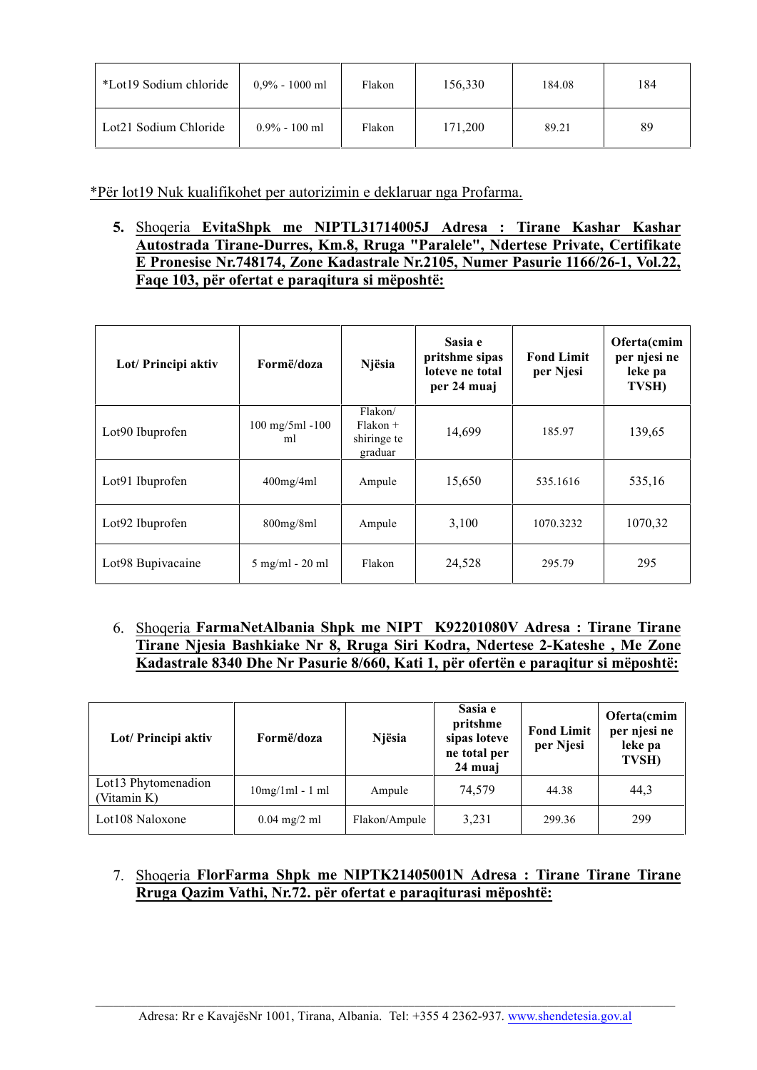| *Lot19 Sodium chloride | 0,9% - 1000 ml | Flakon | 156,330 | 184.08 | 184 |
|---|---|---|---|---|---|
| Lot21 Sodium Chloride | 0.9% - 100 ml | Flakon | 171,200 | 89.21 | 89 |

*Për lot19 Nuk kualifikohet per autorizimin e deklaruar nga Profarma.

5. Shoqeria **EvitaShpk me NIPTL31714005J Adresa : Tirane Kashar Kashar Autostrada Tirane-Durres, Km.8, Rruga "Paralele", Ndertese Private, Certifikate E Pronesise Nr.748174, Zone Kadastrale Nr.2105, Numer Pasurie 1166/26-1, Vol.22, Faqe 103, për ofertat e paraqitura si mëposhtë:**

| Lot/ Principi aktiv | Formë/doza | Njësia | Sasia e pritshme sipas loteve ne total per 24 muaj | Fond Limit per Njesi | Oferta(cmim per njesi ne leke pa TVSH) |
|---|---|---|---|---|---|
| Lot90 Ibuprofen | 100 mg/5ml -100 ml | Flakon/ Flakon + shiringe te graduar | 14,699 | 185.97 | 139,65 |
| Lot91 Ibuprofen | 400mg/4ml | Ampule | 15,650 | 535.1616 | 535,16 |
| Lot92 Ibuprofen | 800mg/8ml | Ampule | 3,100 | 1070.3232 | 1070,32 |
| Lot98 Bupivacaine | 5 mg/ml - 20 ml | Flakon | 24,528 | 295.79 | 295 |

6. Shoqeria **FarmaNetAlbania Shpk me NIPT K92201080V Adresa : Tirane Tirane Tirane Njesia Bashkiake Nr 8, Rruga Siri Kodra, Ndertese 2-Kateshe , Me Zone Kadastrale 8340 Dhe Nr Pasurie 8/660, Kati 1, për ofertën e paraqitur si mëposhtë:**

| Lot/ Principi aktiv | Formë/doza | Njësia | Sasia e pritshme sipas loteve ne total per 24 muaj | Fond Limit per Njesi | Oferta(cmim per njesi ne leke pa TVSH) |
|---|---|---|---|---|---|
| Lot13 Phytomenadion (Vitamin K) | 10mg/1ml - 1 ml | Ampule | 74,579 | 44.38 | 44,3 |
| Lot108 Naloxone | 0.04 mg/2 ml | Flakon/Ampule | 3,231 | 299.36 | 299 |

7. Shoqeria **FlorFarma Shpk me NIPTK21405001N Adresa : Tirane Tirane Tirane Rruga Qazim Vathi, Nr.72. për ofertat e paraqiturasi mëposhtë:**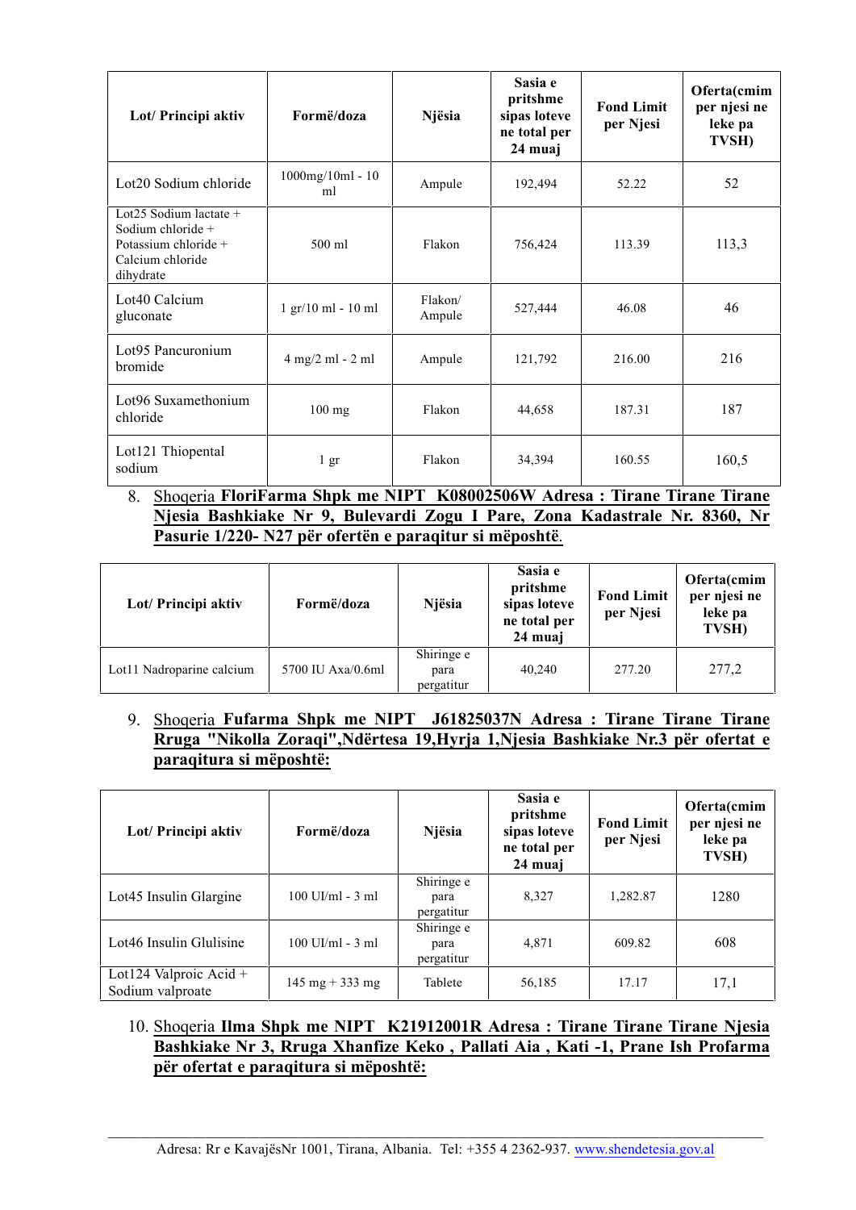| Lot/ Principi aktiv | Formë/doza | Njësia | Sasia e pritshme sipas loteve ne total per 24 muaj | Fond Limit per Njesi | Oferta(cmim per njesi ne leke pa TVSH) |
|---|---|---|---|---|---|
| Lot20 Sodium chloride | 1000mg/10ml - 10 ml | Ampule | 192,494 | 52.22 | 52 |
| Lot25 Sodium lactate + Sodium chloride + Potassium chloride + Calcium chloride dihydrate | 500 ml | Flakon | 756,424 | 113.39 | 113,3 |
| Lot40 Calcium gluconate | 1 gr/10 ml - 10 ml | Flakon/ Ampule | 527,444 | 46.08 | 46 |
| Lot95 Pancuronium bromide | 4 mg/2 ml - 2 ml | Ampule | 121,792 | 216.00 | 216 |
| Lot96 Suxamethonium chloride | 100 mg | Flakon | 44,658 | 187.31 | 187 |
| Lot121 Thiopental sodium | 1 gr | Flakon | 34,394 | 160.55 | 160,5 |

8. Shoqeria **FloriFarma Shpk me NIPT K08002506W Adresa : Tirane Tirane Tirane Njesia Bashkiake Nr 9, Bulevardi Zogu I Pare, Zona Kadastrale Nr. 8360, Nr Pasurie 1/220- N27 për ofertën e paraqitur si mëposhtë**.

| Lot/ Principi aktiv | Formë/doza | Njësia | Sasia e pritshme sipas loteve ne total per 24 muaj | Fond Limit per Njesi | Oferta(cmim per njesi ne leke pa TVSH) |
|---|---|---|---|---|---|
| Lot11 Nadroparine calcium | 5700 IU Axa/0.6ml | Shiringe e para pergatitur | 40,240 | 277.20 | 277,2 |

9. Shoqeria **Fufarma Shpk me NIPT J61825037N Adresa : Tirane Tirane Tirane Rruga "Nikolla Zoraqi",Ndërtesa 19,Hyrja 1,Njesia Bashkiake Nr.3 për ofertat e paraqitura si mëposhtë:**

| Lot/ Principi aktiv | Formë/doza | Njësia | Sasia e pritshme sipas loteve ne total per 24 muaj | Fond Limit per Njesi | Oferta(cmim per njesi ne leke pa TVSH) |
|---|---|---|---|---|---|
| Lot45 Insulin Glargine | 100 UI/ml - 3 ml | Shiringe e para pergatitur | 8,327 | 1,282.87 | 1280 |
| Lot46 Insulin Glulisine | 100 UI/ml - 3 ml | Shiringe e para pergatitur | 4,871 | 609.82 | 608 |
| Lot124 Valproic Acid + Sodium valproate | 145 mg + 333 mg | Tablete | 56,185 | 17.17 | 17,1 |

10. Shoqeria **Ilma Shpk me NIPT K21912001R Adresa : Tirane Tirane Tirane Njesia Bashkiake Nr 3, Rruga Xhanfize Keko , Pallati Aia , Kati -1, Prane Ish Profarma për ofertat e paraqitura si mëposhtë:**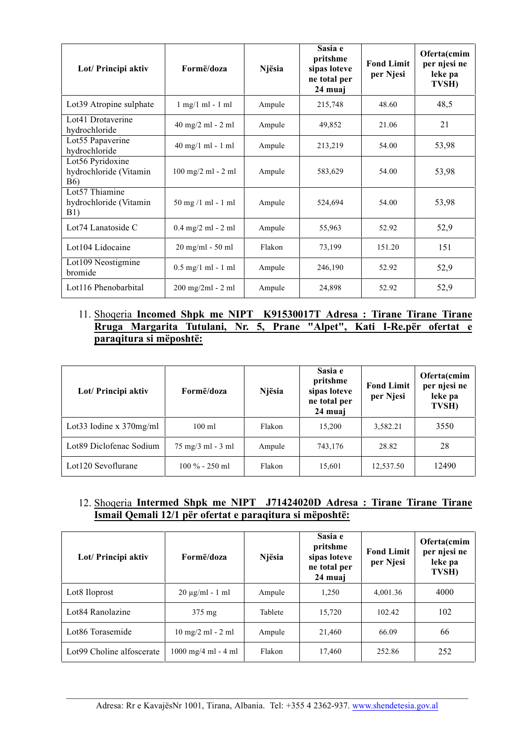| Lot/ Principi aktiv | Formë/doza | Njësia | Sasia e pritshme sipas loteve ne total per 24 muaj | Fond Limit per Njesi | Oferta(cmim per njesi ne leke pa TVSH) |
|---|---|---|---|---|---|
| Lot39 Atropine sulphate | 1 mg/1 ml - 1 ml | Ampule | 215,748 | 48.60 | 48,5 |
| Lot41 Drotaverine hydrochloride | 40 mg/2 ml - 2 ml | Ampule | 49,852 | 21.06 | 21 |
| Lot55 Papaverine hydrochloride | 40 mg/1 ml - 1 ml | Ampule | 213,219 | 54.00 | 53,98 |
| Lot56 Pyridoxine hydrochloride (Vitamin B6) | 100 mg/2 ml - 2 ml | Ampule | 583,629 | 54.00 | 53,98 |
| Lot57 Thiamine hydrochloride (Vitamin B1) | 50 mg /1 ml - 1 ml | Ampule | 524,694 | 54.00 | 53,98 |
| Lot74 Lanatoside C | 0.4 mg/2 ml - 2 ml | Ampule | 55,963 | 52.92 | 52,9 |
| Lot104 Lidocaine | 20 mg/ml - 50 ml | Flakon | 73,199 | 151.20 | 151 |
| Lot109 Neostigmine bromide | 0.5 mg/1 ml - 1 ml | Ampule | 246,190 | 52.92 | 52,9 |
| Lot116 Phenobarbital | 200 mg/2ml - 2 ml | Ampule | 24,898 | 52.92 | 52,9 |

11. Shoqeria **Incomed Shpk me NIPT K91530017T Adresa : Tirane Tirane Tirane Rruga Margarita Tutulani, Nr. 5, Prane "Alpet", Kati I-Re.për ofertat e paraqitura si mëposhtë:**

| Lot/ Principi aktiv | Formë/doza | Njësia | Sasia e pritshme sipas loteve ne total per 24 muaj | Fond Limit per Njesi | Oferta(cmim per njesi ne leke pa TVSH) |
|---|---|---|---|---|---|
| Lot33 Iodine x 370mg/ml | 100 ml | Flakon | 15,200 | 3,582.21 | 3550 |
| Lot89 Diclofenac Sodium | 75 mg/3 ml - 3 ml | Ampule | 743,176 | 28.82 | 28 |
| Lot120 Sevoflurane | 100 % - 250 ml | Flakon | 15,601 | 12,537.50 | 12490 |

12. Shoqeria **Intermed Shpk me NIPT J71424020D Adresa : Tirane Tirane Tirane Ismail Qemali 12/1 për ofertat e paraqitura si mëposhtë:**

| Lot/ Principi aktiv | Formë/doza | Njësia | Sasia e pritshme sipas loteve ne total per 24 muaj | Fond Limit per Njesi | Oferta(cmim per njesi ne leke pa TVSH) |
|---|---|---|---|---|---|
| Lot8 Iloprost | 20 µg/ml - 1 ml | Ampule | 1,250 | 4,001.36 | 4000 |
| Lot84 Ranolazine | 375 mg | Tablete | 15,720 | 102.42 | 102 |
| Lot86 Torasemide | 10 mg/2 ml - 2 ml | Ampule | 21,460 | 66.09 | 66 |
| Lot99 Choline alfoscerate | 1000 mg/4 ml - 4 ml | Flakon | 17,460 | 252.86 | 252 |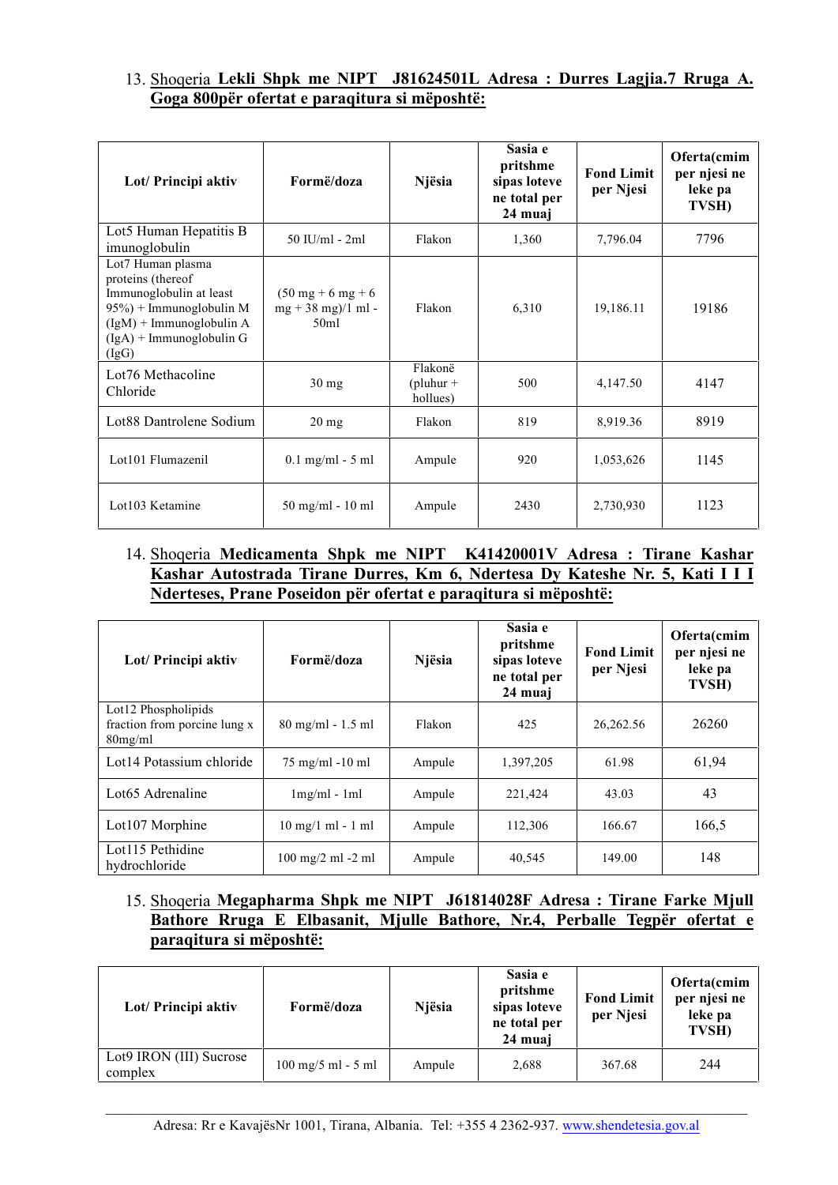13. Shoqeria **Lekli Shpk me NIPT J81624501L Adresa : Durres Lagjia.7 Rruga A. Goga 800për ofertat e paraqitura si mëposhtë:**

| Lot/ Principi aktiv | Formë/doza | Njësia | Sasia e pritshme sipas loteve ne total per 24 muaj | Fond Limit per Njesi | Oferta(cmim per njesi ne leke pa TVSH) |
|---|---|---|---|---|---|
| Lot5 Human Hepatitis B imunoglobulin | 50 IU/ml - 2ml | Flakon | 1,360 | 7,796.04 | 7796 |
| Lot7 Human plasma proteins (thereof Immunoglobulin at least 95%) + Immunoglobulin M (IgM) + Immunoglobulin A (IgA) + Immunoglobulin G (IgG) | (50 mg + 6 mg + 6 mg + 38 mg)/1 ml - 50ml | Flakon | 6,310 | 19,186.11 | 19186 |
| Lot76 Methacoline Chloride | 30 mg | Flakonë (pluhur + hollues) | 500 | 4,147.50 | 4147 |
| Lot88 Dantrolene Sodium | 20 mg | Flakon | 819 | 8,919.36 | 8919 |
| Lot101 Flumazenil | 0.1 mg/ml - 5 ml | Ampule | 920 | 1,053,626 | 1145 |
| Lot103 Ketamine | 50 mg/ml - 10 ml | Ampule | 2430 | 2,730,930 | 1123 |

14. Shoqeria **Medicamenta Shpk me NIPT K41420001V Adresa : Tirane Kashar Kashar Autostrada Tirane Durres, Km 6, Ndertesa Dy Kateshe Nr. 5, Kati I I I Nderteses, Prane Poseidon për ofertat e paraqitura si mëposhtë:**

| Lot/ Principi aktiv | Formë/doza | Njësia | Sasia e pritshme sipas loteve ne total per 24 muaj | Fond Limit per Njesi | Oferta(cmim per njesi ne leke pa TVSH) |
|---|---|---|---|---|---|
| Lot12 Phospholipids fraction from porcine lung x 80mg/ml | 80 mg/ml - 1.5 ml | Flakon | 425 | 26,262.56 | 26260 |
| Lot14 Potassium chloride | 75 mg/ml -10 ml | Ampule | 1,397,205 | 61.98 | 61,94 |
| Lot65 Adrenaline | 1mg/ml - 1ml | Ampule | 221,424 | 43.03 | 43 |
| Lot107 Morphine | 10 mg/1 ml - 1 ml | Ampule | 112,306 | 166.67 | 166,5 |
| Lot115 Pethidine hydrochloride | 100 mg/2 ml -2 ml | Ampule | 40,545 | 149.00 | 148 |

15. Shoqeria **Megapharma Shpk me NIPT J61814028F Adresa : Tirane Farke Mjull Bathore Rruga E Elbasanit, Mjulle Bathore, Nr.4, Perballe Tegpër ofertat e paraqitura si mëposhtë:**

| Lot/ Principi aktiv | Formë/doza | Njësia | Sasia e pritshme sipas loteve ne total per 24 muaj | Fond Limit per Njesi | Oferta(cmim per njesi ne leke pa TVSH) |
|---|---|---|---|---|---|
| Lot9 IRON (III) Sucrose complex | 100 mg/5 ml - 5 ml | Ampule | 2,688 | 367.68 | 244 |

Adresa: Rr e KavajësNr 1001, Tirana, Albania. Tel: +355 4 2362-937. www.shendetesia.gov.al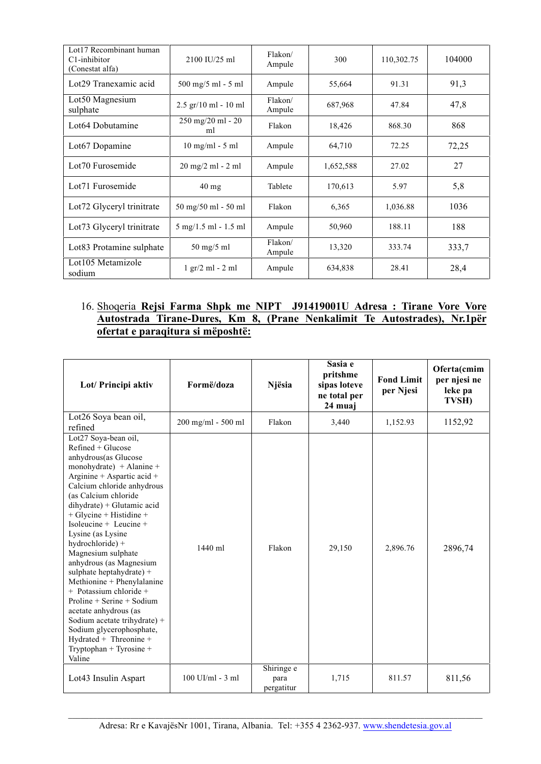| | | | | | |
|---|---|---|---|---|---|
| Lot17 Recombinant human C1-inhibitor (Conestat alfa) | 2100 IU/25 ml | Flakon/ Ampule | 300 | 110,302.75 | 104000 |
| Lot29 Tranexamic acid | 500 mg/5 ml - 5 ml | Ampule | 55,664 | 91.31 | 91,3 |
| Lot50 Magnesium sulphate | 2.5 gr/10 ml - 10 ml | Flakon/ Ampule | 687,968 | 47.84 | 47,8 |
| Lot64 Dobutamine | 250 mg/20 ml - 20 ml | Flakon | 18,426 | 868.30 | 868 |
| Lot67 Dopamine | 10 mg/ml - 5 ml | Ampule | 64,710 | 72.25 | 72,25 |
| Lot70 Furosemide | 20 mg/2 ml - 2 ml | Ampule | 1,652,588 | 27.02 | 27 |
| Lot71 Furosemide | 40 mg | Tablete | 170,613 | 5.97 | 5,8 |
| Lot72 Glyceryl trinitrate | 50 mg/50 ml - 50 ml | Flakon | 6,365 | 1,036.88 | 1036 |
| Lot73 Glyceryl trinitrate | 5 mg/1.5 ml - 1.5 ml | Ampule | 50,960 | 188.11 | 188 |
| Lot83 Protamine sulphate | 50 mg/5 ml | Flakon/ Ampule | 13,320 | 333.74 | 333,7 |
| Lot105 Metamizole sodium | 1 gr/2 ml - 2 ml | Ampule | 634,838 | 28.41 | 28,4 |

16. Shoqeria **Rejsi Farma Shpk me NIPT J91419001U Adresa : Tirane Vore Vore Autostrada Tirane-Dures, Km 8, (Prane Nenkalimit Te Autostrades), Nr.1për ofertat e paraqitura si mëposhtë:**

| **Lot/ Principi aktiv** | **Formë/doza** | **Njësia** | **Sasia e pritshme sipas loteve ne total per 24 muaj** | **Fond Limit per Njesi** | **Oferta(cmim per njesi ne leke pa TVSH)** |
|---|---|---|---|---|---|
| Lot26 Soya bean oil, refined | 200 mg/ml - 500 ml | Flakon | 3,440 | 1,152.93 | 1152,92 |
| Lot27 Soya-bean oil, Refined + Glucose anhydrous(as Glucose monohydrate) + Alanine + Arginine + Aspartic acid + Calcium chloride anhydrous (as Calcium chloride dihydrate) + Glutamic acid + Glycine + Histidine + Isoleucine + Leucine + Lysine (as Lysine hydrochloride) + Magnesium sulphate anhydrous (as Magnesium sulphate heptahydrate) + Methionine + Phenylalanine + Potassium chloride + Proline + Serine + Sodium acetate anhydrous (as Sodium acetate trihydrate) + Sodium glycerophosphate, Hydrated + Threonine + Tryptophan + Tyrosine + Valine | 1440 ml | Flakon | 29,150 | 2,896.76 | 2896,74 |
| Lot43 Insulin Aspart | 100 UI/ml - 3 ml | Shiringe e para pergatitur | 1,715 | 811.57 | 811,56 |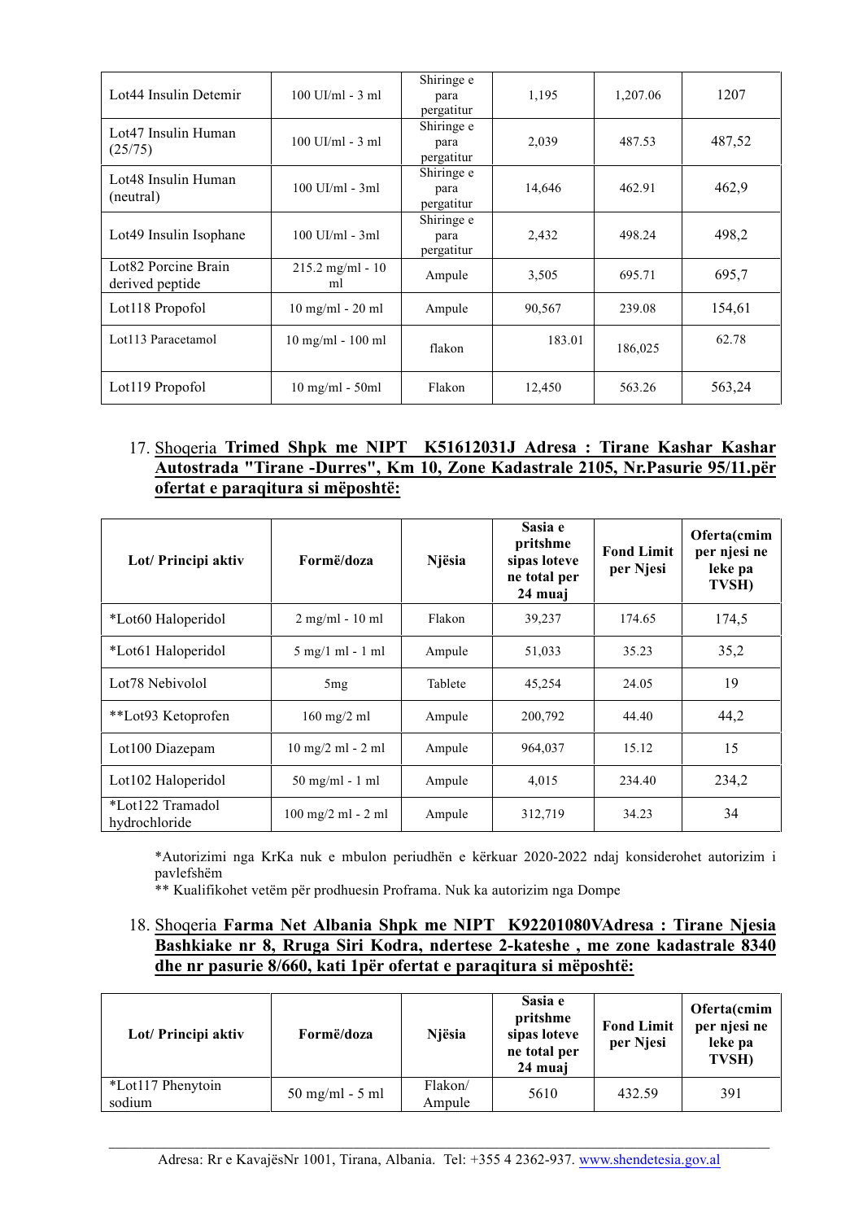| Lot44 Insulin Detemir | 100 UI/ml - 3 ml | Shiringe e para pergatitur | 1,195 | 1,207.06 | 1207 |
|---|---|---|---|---|---|
| Lot47 Insulin Human (25/75) | 100 UI/ml - 3 ml | Shiringe e para pergatitur | 2,039 | 487.53 | 487,52 |
| Lot48 Insulin Human (neutral) | 100 UI/ml - 3ml | Shiringe e para pergatitur | 14,646 | 462.91 | 462,9 |
| Lot49 Insulin Isophane | 100 UI/ml - 3ml | Shiringe e para pergatitur | 2,432 | 498.24 | 498,2 |
| Lot82 Porcine Brain derived peptide | 215.2 mg/ml - 10 ml | Ampule | 3,505 | 695.71 | 695,7 |
| Lot118 Propofol | 10 mg/ml - 20 ml | Ampule | 90,567 | 239.08 | 154,61 |
| Lot113 Paracetamol | 10 mg/ml - 100 ml | flakon | 183.01 | 186,025 | 62.78 |
| Lot119 Propofol | 10 mg/ml - 50ml | Flakon | 12,450 | 563.26 | 563,24 |

17. Shoqeria **Trimed Shpk me NIPT K51612031J Adresa : Tirane Kashar Kashar Autostrada "Tirane -Durres", Km 10, Zone Kadastrale 2105, Nr.Pasurie 95/11.për ofertat e paraqitura si mëposhtë:**

| Lot/ Principi aktiv | Formë/doza | Njësia | Sasia e pritshme sipas loteve ne total per 24 muaj | Fond Limit per Njesi | Oferta(cmim per njesi ne leke pa TVSH) |
|---|---|---|---|---|---|
| *Lot60 Haloperidol | 2 mg/ml - 10 ml | Flakon | 39,237 | 174.65 | 174,5 |
| *Lot61 Haloperidol | 5 mg/1 ml - 1 ml | Ampule | 51,033 | 35.23 | 35,2 |
| Lot78 Nebivolol | 5mg | Tablete | 45,254 | 24.05 | 19 |
| **Lot93 Ketoprofen | 160 mg/2 ml | Ampule | 200,792 | 44.40 | 44,2 |
| Lot100 Diazepam | 10 mg/2 ml - 2 ml | Ampule | 964,037 | 15.12 | 15 |
| Lot102 Haloperidol | 50 mg/ml - 1 ml | Ampule | 4,015 | 234.40 | 234,2 |
| *Lot122 Tramadol hydrochloride | 100 mg/2 ml - 2 ml | Ampule | 312,719 | 34.23 | 34 |

*Autorizimi nga KrKa nuk e mbulon periudhën e kërkuar 2020-2022 ndaj konsiderohet autorizim i pavlefshëm
** Kualifikohet vetëm për prodhuesin Proframa. Nuk ka autorizim nga Dompe

18. Shoqeria **Farma Net Albania Shpk me NIPT K92201080VAdresa : Tirane Njesia Bashkiake nr 8, Rruga Siri Kodra, ndertese 2-kateshe , me zone kadastrale 8340 dhe nr pasurie 8/660, kati 1për ofertat e paraqitura si mëposhtë:**

| Lot/ Principi aktiv | Formë/doza | Njësia | Sasia e pritshme sipas loteve ne total per 24 muaj | Fond Limit per Njesi | Oferta(cmim per njesi ne leke pa TVSH) |
|---|---|---|---|---|---|
| *Lot117 Phenytoin sodium | 50 mg/ml - 5 ml | Flakon/ Ampule | 5610 | 432.59 | 391 |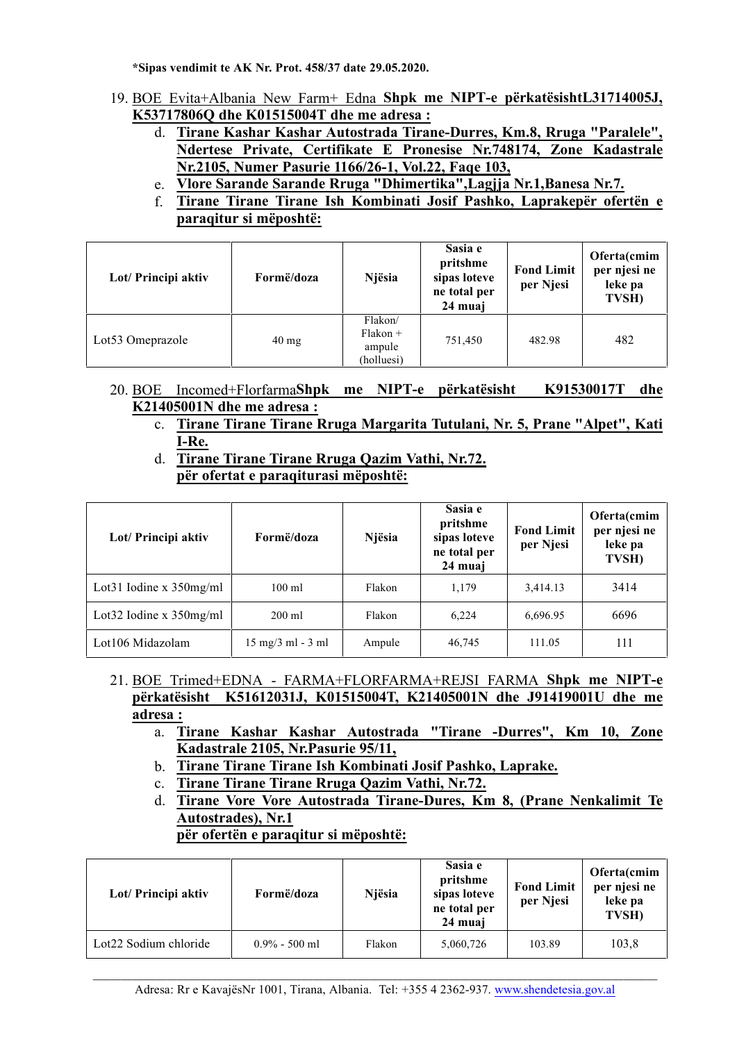**\*Sipas vendimit te AK Nr. Prot. 458/37 date 29.05.2020.**

19. BOE Evita+Albania New Farm+ Edna **Shpk me NIPT-e përkatësishtL31714005J, K53717806Q dhe K01515004T dhe me adresa :**
    d. **Tirane Kashar Kashar Autostrada Tirane-Durres, Km.8, Rruga "Paralele", Ndertese Private, Certifikate E Pronesise Nr.748174, Zone Kadastrale Nr.2105, Numer Pasurie 1166/26-1, Vol.22, Faqe 103,**
    e. **Vlore Sarande Sarande Rruga "Dhimertika",Lagjja Nr.1,Banesa Nr.7.**
    f. **Tirane Tirane Tirane Ish Kombinati Josif Pashko, Laprakepër ofertën e paraqitur si mëposhtë:**

| Lot/ Principi aktiv | Formë/doza | Njësia | Sasia e pritshme sipas loteve ne total per 24 muaj | Fond Limit per Njesi | Oferta(cmim per njesi ne leke pa TVSH) |
|---|---|---|---|---|---|
| Lot53 Omeprazole | 40 mg | Flakon/ Flakon + ampule (holluesi) | 751,450 | 482.98 | 482 |

20. BOE Incomed+Florfarma**Shpk me NIPT-e përkatësisht K91530017T dhe K21405001N dhe me adresa :**
    c. **Tirane Tirane Tirane Rruga Margarita Tutulani, Nr. 5, Prane "Alpet", Kati I-Re.**
    d. **Tirane Tirane Tirane Rruga Qazim Vathi, Nr.72.**
    **për ofertat e paraqiturasi mëposhtë:**

| Lot/ Principi aktiv | Formë/doza | Njësia | Sasia e pritshme sipas loteve ne total per 24 muaj | Fond Limit per Njesi | Oferta(cmim per njesi ne leke pa TVSH) |
|---|---|---|---|---|---|
| Lot31 Iodine x 350mg/ml | 100 ml | Flakon | 1,179 | 3,414.13 | 3414 |
| Lot32 Iodine x 350mg/ml | 200 ml | Flakon | 6,224 | 6,696.95 | 6696 |
| Lot106 Midazolam | 15 mg/3 ml - 3 ml | Ampule | 46,745 | 111.05 | 111 |

21. BOE Trimed+EDNA - FARMA+FLORFARMA+REJSI FARMA **Shpk me NIPT-e përkatësisht K51612031J, K01515004T, K21405001N dhe J91419001U dhe me adresa :**
    a. **Tirane Kashar Kashar Autostrada "Tirane -Durres", Km 10, Zone Kadastrale 2105, Nr.Pasurie 95/11,**
    b. **Tirane Tirane Tirane Ish Kombinati Josif Pashko, Laprake.**
    c. **Tirane Tirane Tirane Rruga Qazim Vathi, Nr.72.**
    d. **Tirane Vore Vore Autostrada Tirane-Dures, Km 8, (Prane Nenkalimit Te Autostrades), Nr.1**
    **për ofertën e paraqitur si mëposhtë:**

| Lot/ Principi aktiv | Formë/doza | Njësia | Sasia e pritshme sipas loteve ne total per 24 muaj | Fond Limit per Njesi | Oferta(cmim per njesi ne leke pa TVSH) |
|---|---|---|---|---|---|
| Lot22 Sodium chloride | 0.9% - 500 ml | Flakon | 5,060,726 | 103.89 | 103,8 |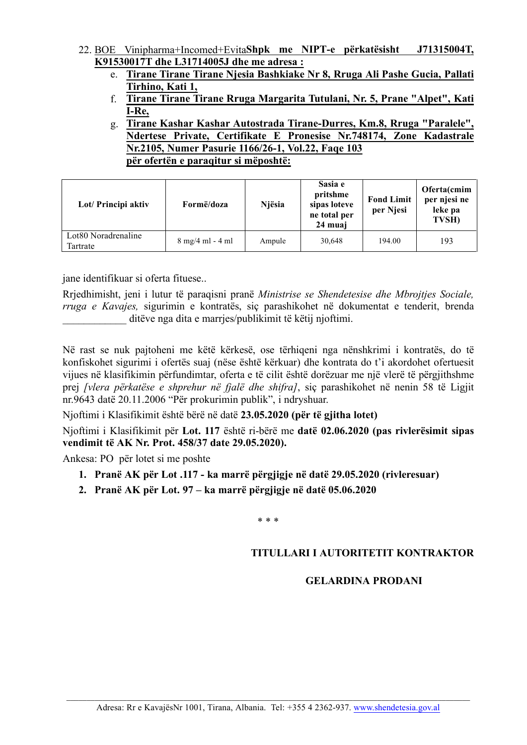22. <u>BOE Vinipharma+Incomed+Evita</u>**Shpk me NIPT-e përkatësisht J71315004T, K91530017T dhe L31714005J dhe me adresa :**
    e. **Tirane Tirane Tirane Njesia Bashkiake Nr 8, Rruga Ali Pashe Gucia, Pallati Tirhino, Kati 1,**
    f. **Tirane Tirane Tirane Rruga Margarita Tutulani, Nr. 5, Prane "Alpet", Kati I-Re,**
    g. **Tirane Kashar Kashar Autostrada Tirane-Durres, Km.8, Rruga "Paralele", Ndertese Private, Certifikate E Pronesise Nr.748174, Zone Kadastrale Nr.2105, Numer Pasurie 1166/26-1, Vol.22, Faqe 103**
    **për ofertën e paraqitur si mëposhtë:**

| Lot/ Principi aktiv | Formë/doza | Njësia | Sasia e pritshme sipas loteve ne total per 24 muaj | Fond Limit per Njesi | Oferta(cmim per njesi ne leke pa TVSH) |
|---|---|---|---|---|---|
| Lot80 Noradrenaline Tartrate | 8 mg/4 ml - 4 ml | Ampule | 30,648 | 194.00 | 193 |

jane identifikuar si oferta fituese..

Rrjedhimisht, jeni i lutur të paraqisni pranë *Ministrise se Shendetesise dhe Mbrojtjes Sociale, rruga e Kavajes,* sigurimin e kontratës, siç parashikohet në dokumentat e tenderit, brenda ____________ ditëve nga dita e marrjes/publikimit të këtij njoftimi.

Në rast se nuk pajtoheni me këtë kërkesë, ose tërhiqeni nga nënshkrimi i kontratës, do të konfiskohet sigurimi i ofertës suaj (nëse është kërkuar) dhe kontrata do t'i akordohet ofertuesit vijues në klasifikimin përfundimtar, oferta e të cilit është dorëzuar me një vlerë të përgjithshme prej *[vlera përkatëse e shprehur në fjalë dhe shifra]*, siç parashikohet në nenin 58 të Ligjit nr.9643 datë 20.11.2006 "Për prokurimin publik", i ndryshuar.

Njoftimi i Klasifikimit është bërë në datë **23.05.2020 (për të gjitha lotet)**

Njoftimi i Klasifikimit për **Lot. 117** është ri-bërë me **datë 02.06.2020 (pas rivlerësimit sipas vendimit të AK Nr. Prot. 458/37 date 29.05.2020).**

Ankesa: PO për lotet si me poshte

1. **Pranë AK për Lot .117 - ka marrë përgjigje në datë 29.05.2020 (rivleresuar)**
2. **Pranë AK për Lot. 97 – ka marrë përgjigje në datë 05.06.2020**

\* \* \*

**TITULLARI I AUTORITETIT KONTRAKTOR**

**GELARDINA PRODANI**